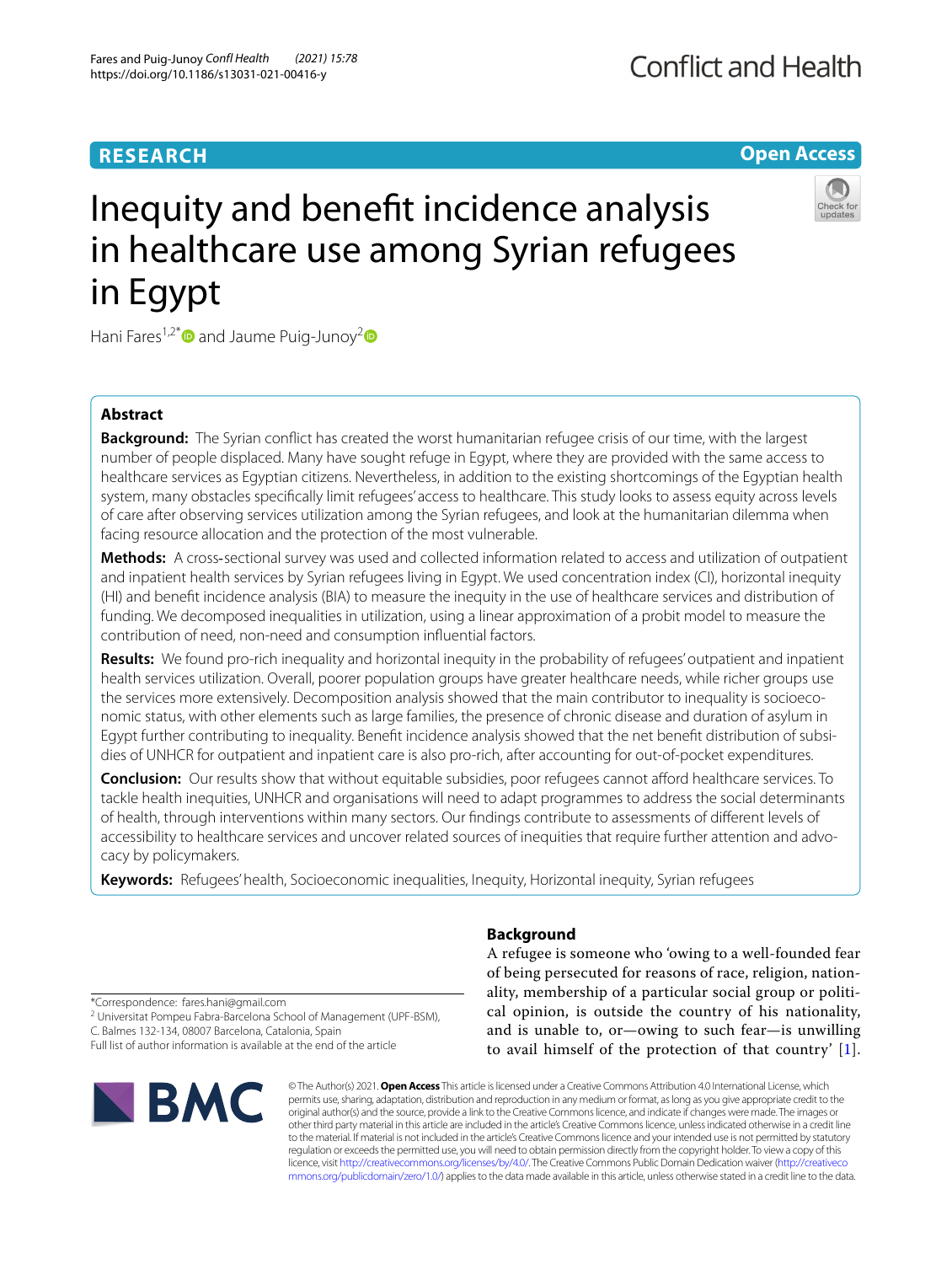RESEARCH

Open Access

# Inequity and benefit incidence analysis in healthcare use among Syrian refugees in Egypt

Hani Fares[1,2*] and Jaume Puig-Junoy[2]

## Abstract

**Background:** The Syrian conflict has created the worst humanitarian refugee crisis of our time, with the largest number of people displaced. Many have sought refuge in Egypt, where they are provided with the same access to healthcare services as Egyptian citizens. Nevertheless, in addition to the existing shortcomings of the Egyptian health system, many obstacles specifically limit refugees' access to healthcare. This study looks to assess equity across levels of care after observing services utilization among the Syrian refugees, and look at the humanitarian dilemma when facing resource allocation and the protection of the most vulnerable.

**Methods:** A cross-sectional survey was used and collected information related to access and utilization of outpatient and inpatient health services by Syrian refugees living in Egypt. We used concentration index (CI), horizontal inequity (HI) and benefit incidence analysis (BIA) to measure the inequity in the use of healthcare services and distribution of funding. We decomposed inequalities in utilization, using a linear approximation of a probit model to measure the contribution of need, non-need and consumption influential factors.

**Results:** We found pro-rich inequality and horizontal inequity in the probability of refugees' outpatient and inpatient health services utilization. Overall, poorer population groups have greater healthcare needs, while richer groups use the services more extensively. Decomposition analysis showed that the main contributor to inequality is socioeconomic status, with other elements such as large families, the presence of chronic disease and duration of asylum in Egypt further contributing to inequality. Benefit incidence analysis showed that the net benefit distribution of subsidies of UNHCR for outpatient and inpatient care is also pro-rich, after accounting for out-of-pocket expenditures.

**Conclusion:** Our results show that without equitable subsidies, poor refugees cannot afford healthcare services. To tackle health inequities, UNHCR and organisations will need to adapt programmes to address the social determinants of health, through interventions within many sectors. Our findings contribute to assessments of different levels of accessibility to healthcare services and uncover related sources of inequities that require further attention and advocacy by policymakers.

**Keywords:** Refugees' health, Socioeconomic inequalities, Inequity, Horizontal inequity, Syrian refugees

## Background

A refugee is someone who 'owing to a well-founded fear of being persecuted for reasons of race, religion, nationality, membership of a particular social group or political opinion, is outside the country of his nationality, and is unable to, or—owing to such fear—is unwilling to avail himself of the protection of that country' [1].

*Correspondence: fares.hani@gmail.com
[2] Universitat Pompeu Fabra-Barcelona School of Management (UPF-BSM), C. Balmes 132-134, 08007 Barcelona, Catalonia, Spain
Full list of author information is available at the end of the article

© The Author(s) 2021. **Open Access** This article is licensed under a Creative Commons Attribution 4.0 International License, which permits use, sharing, adaptation, distribution and reproduction in any medium or format, as long as you give appropriate credit to the original author(s) and the source, provide a link to the Creative Commons licence, and indicate if changes were made. The images or other third party material in this article are included in the article's Creative Commons licence, unless indicated otherwise in a credit line to the material. If material is not included in the article's Creative Commons licence and your intended use is not permitted by statutory regulation or exceeds the permitted use, you will need to obtain permission directly from the copyright holder. To view a copy of this licence, visit http://creativecommons.org/licenses/by/4.0/. The Creative Commons Public Domain Dedication waiver (http://creativecommons.org/publicdomain/zero/1.0/) applies to the data made available in this article, unless otherwise stated in a credit line to the data.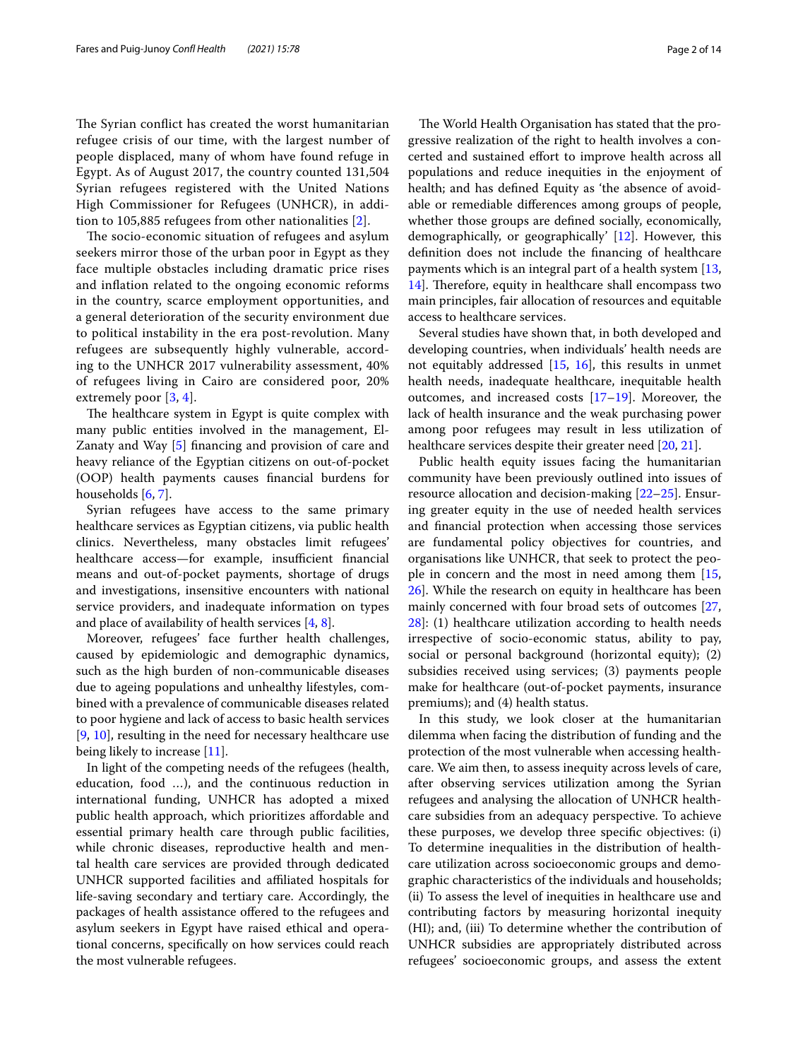The Syrian conflict has created the worst humanitarian refugee crisis of our time, with the largest number of people displaced, many of whom have found refuge in Egypt. As of August 2017, the country counted 131,504 Syrian refugees registered with the United Nations High Commissioner for Refugees (UNHCR), in addition to 105,885 refugees from other nationalities [2].

The socio-economic situation of refugees and asylum seekers mirror those of the urban poor in Egypt as they face multiple obstacles including dramatic price rises and inflation related to the ongoing economic reforms in the country, scarce employment opportunities, and a general deterioration of the security environment due to political instability in the era post-revolution. Many refugees are subsequently highly vulnerable, according to the UNHCR 2017 vulnerability assessment, 40% of refugees living in Cairo are considered poor, 20% extremely poor [3, 4].

The healthcare system in Egypt is quite complex with many public entities involved in the management, El-Zanaty and Way [5] financing and provision of care and heavy reliance of the Egyptian citizens on out-of-pocket (OOP) health payments causes financial burdens for households [6, 7].

Syrian refugees have access to the same primary healthcare services as Egyptian citizens, via public health clinics. Nevertheless, many obstacles limit refugees' healthcare access—for example, insufficient financial means and out-of-pocket payments, shortage of drugs and investigations, insensitive encounters with national service providers, and inadequate information on types and place of availability of health services [4, 8].

Moreover, refugees' face further health challenges, caused by epidemiologic and demographic dynamics, such as the high burden of non-communicable diseases due to ageing populations and unhealthy lifestyles, combined with a prevalence of communicable diseases related to poor hygiene and lack of access to basic health services [9, 10], resulting in the need for necessary healthcare use being likely to increase [11].

In light of the competing needs of the refugees (health, education, food …), and the continuous reduction in international funding, UNHCR has adopted a mixed public health approach, which prioritizes affordable and essential primary health care through public facilities, while chronic diseases, reproductive health and mental health care services are provided through dedicated UNHCR supported facilities and affiliated hospitals for life-saving secondary and tertiary care. Accordingly, the packages of health assistance offered to the refugees and asylum seekers in Egypt have raised ethical and operational concerns, specifically on how services could reach the most vulnerable refugees.

The World Health Organisation has stated that the progressive realization of the right to health involves a concerted and sustained effort to improve health across all populations and reduce inequities in the enjoyment of health; and has defined Equity as 'the absence of avoidable or remediable differences among groups of people, whether those groups are defined socially, economically, demographically, or geographically' [12]. However, this definition does not include the financing of healthcare payments which is an integral part of a health system [13, 14]. Therefore, equity in healthcare shall encompass two main principles, fair allocation of resources and equitable access to healthcare services.

Several studies have shown that, in both developed and developing countries, when individuals' health needs are not equitably addressed [15, 16], this results in unmet health needs, inadequate healthcare, inequitable health outcomes, and increased costs [17–19]. Moreover, the lack of health insurance and the weak purchasing power among poor refugees may result in less utilization of healthcare services despite their greater need [20, 21].

Public health equity issues facing the humanitarian community have been previously outlined into issues of resource allocation and decision-making [22–25]. Ensuring greater equity in the use of needed health services and financial protection when accessing those services are fundamental policy objectives for countries, and organisations like UNHCR, that seek to protect the people in concern and the most in need among them [15, 26]. While the research on equity in healthcare has been mainly concerned with four broad sets of outcomes [27, 28]: (1) healthcare utilization according to health needs irrespective of socio-economic status, ability to pay, social or personal background (horizontal equity); (2) subsidies received using services; (3) payments people make for healthcare (out-of-pocket payments, insurance premiums); and (4) health status.

In this study, we look closer at the humanitarian dilemma when facing the distribution of funding and the protection of the most vulnerable when accessing healthcare. We aim then, to assess inequity across levels of care, after observing services utilization among the Syrian refugees and analysing the allocation of UNHCR healthcare subsidies from an adequacy perspective. To achieve these purposes, we develop three specific objectives: (i) To determine inequalities in the distribution of healthcare utilization across socioeconomic groups and demographic characteristics of the individuals and households; (ii) To assess the level of inequities in healthcare use and contributing factors by measuring horizontal inequity (HI); and, (iii) To determine whether the contribution of UNHCR subsidies are appropriately distributed across refugees' socioeconomic groups, and assess the extent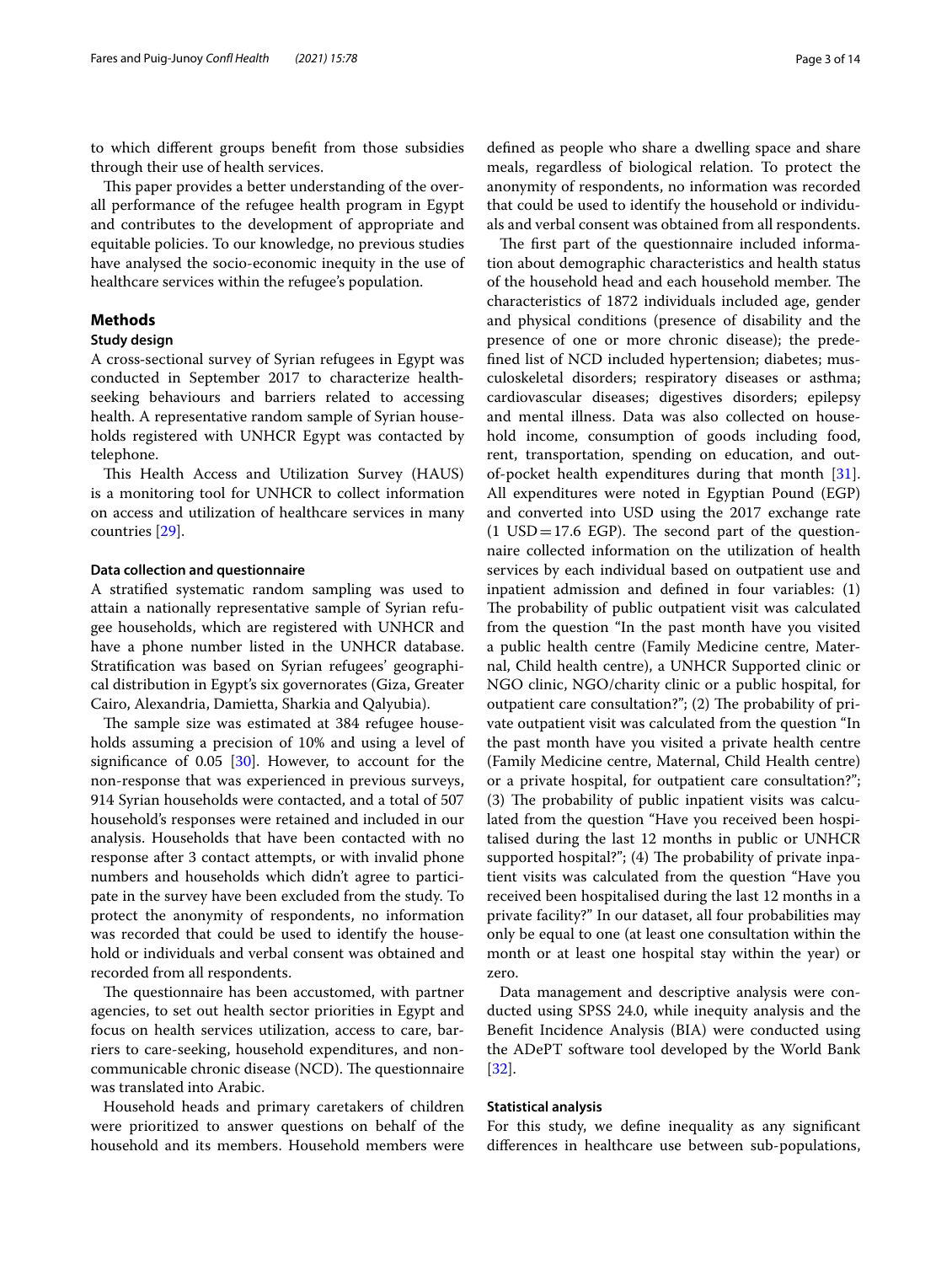to which different groups benefit from those subsidies through their use of health services.

This paper provides a better understanding of the overall performance of the refugee health program in Egypt and contributes to the development of appropriate and equitable policies. To our knowledge, no previous studies have analysed the socio-economic inequity in the use of healthcare services within the refugee's population.

## Methods

### Study design

A cross-sectional survey of Syrian refugees in Egypt was conducted in September 2017 to characterize health-seeking behaviours and barriers related to accessing health. A representative random sample of Syrian households registered with UNHCR Egypt was contacted by telephone.

This Health Access and Utilization Survey (HAUS) is a monitoring tool for UNHCR to collect information on access and utilization of healthcare services in many countries [29].

#### Data collection and questionnaire

A stratified systematic random sampling was used to attain a nationally representative sample of Syrian refugee households, which are registered with UNHCR and have a phone number listed in the UNHCR database. Stratification was based on Syrian refugees' geographical distribution in Egypt's six governorates (Giza, Greater Cairo, Alexandria, Damietta, Sharkia and Qalyubia).

The sample size was estimated at 384 refugee households assuming a precision of 10% and using a level of significance of 0.05 [30]. However, to account for the non-response that was experienced in previous surveys, 914 Syrian households were contacted, and a total of 507 household's responses were retained and included in our analysis. Households that have been contacted with no response after 3 contact attempts, or with invalid phone numbers and households which didn't agree to participate in the survey have been excluded from the study. To protect the anonymity of respondents, no information was recorded that could be used to identify the household or individuals and verbal consent was obtained and recorded from all respondents.

The questionnaire has been accustomed, with partner agencies, to set out health sector priorities in Egypt and focus on health services utilization, access to care, barriers to care-seeking, household expenditures, and non-communicable chronic disease (NCD). The questionnaire was translated into Arabic.

Household heads and primary caretakers of children were prioritized to answer questions on behalf of the household and its members. Household members were defined as people who share a dwelling space and share meals, regardless of biological relation. To protect the anonymity of respondents, no information was recorded that could be used to identify the household or individuals and verbal consent was obtained from all respondents.

The first part of the questionnaire included information about demographic characteristics and health status of the household head and each household member. The characteristics of 1872 individuals included age, gender and physical conditions (presence of disability and the presence of one or more chronic disease); the predefined list of NCD included hypertension; diabetes; musculoskeletal disorders; respiratory diseases or asthma; cardiovascular diseases; digestives disorders; epilepsy and mental illness. Data was also collected on household income, consumption of goods including food, rent, transportation, spending on education, and out-of-pocket health expenditures during that month [31]. All expenditures were noted in Egyptian Pound (EGP) and converted into USD using the 2017 exchange rate (1 USD = 17.6 EGP). The second part of the questionnaire collected information on the utilization of health services by each individual based on outpatient use and inpatient admission and defined in four variables: (1) The probability of public outpatient visit was calculated from the question "In the past month have you visited a public health centre (Family Medicine centre, Maternal, Child health centre), a UNHCR Supported clinic or NGO clinic, NGO/charity clinic or a public hospital, for outpatient care consultation?"; (2) The probability of private outpatient visit was calculated from the question "In the past month have you visited a private health centre (Family Medicine centre, Maternal, Child Health centre) or a private hospital, for outpatient care consultation?"; (3) The probability of public inpatient visits was calculated from the question "Have you received been hospitalised during the last 12 months in public or UNHCR supported hospital?"; (4) The probability of private inpatient visits was calculated from the question "Have you received been hospitalised during the last 12 months in a private facility?" In our dataset, all four probabilities may only be equal to one (at least one consultation within the month or at least one hospital stay within the year) or zero.

Data management and descriptive analysis were conducted using SPSS 24.0, while inequity analysis and the Benefit Incidence Analysis (BIA) were conducted using the ADePT software tool developed by the World Bank [32].

#### Statistical analysis

For this study, we define inequality as any significant differences in healthcare use between sub-populations,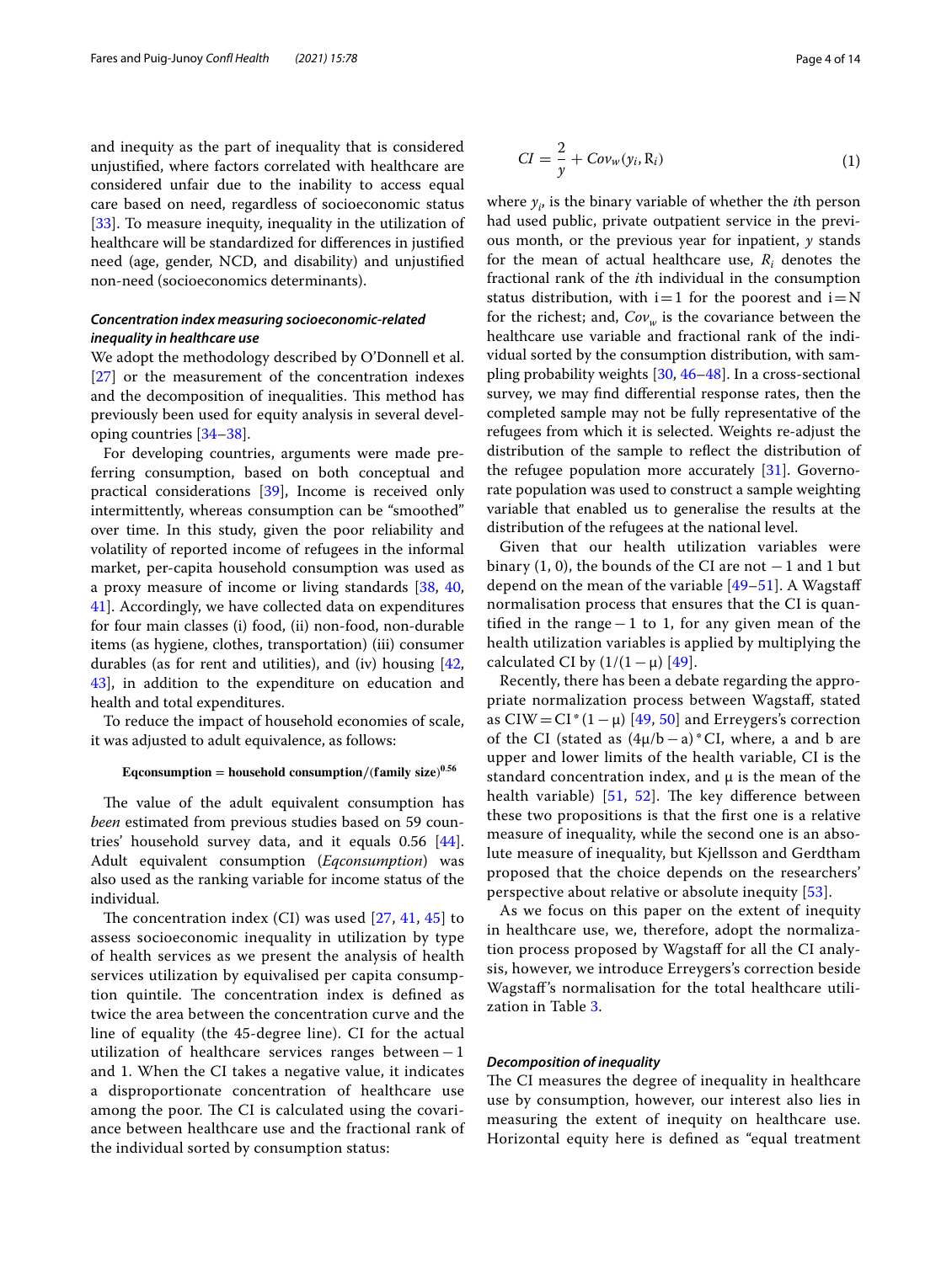and inequity as the part of inequality that is considered unjustified, where factors correlated with healthcare are considered unfair due to the inability to access equal care based on need, regardless of socioeconomic status [33]. To measure inequity, inequality in the utilization of healthcare will be standardized for differences in justified need (age, gender, NCD, and disability) and unjustified non-need (socioeconomics determinants).

### Concentration index measuring socioeconomic-related inequality in healthcare use

We adopt the methodology described by O'Donnell et al. [27] or the measurement of the concentration indexes and the decomposition of inequalities. This method has previously been used for equity analysis in several developing countries [34–38].

For developing countries, arguments were made preferring consumption, based on both conceptual and practical considerations [39], Income is received only intermittently, whereas consumption can be "smoothed" over time. In this study, given the poor reliability and volatility of reported income of refugees in the informal market, per-capita household consumption was used as a proxy measure of income or living standards [38, 40, 41]. Accordingly, we have collected data on expenditures for four main classes (i) food, (ii) non-food, non-durable items (as hygiene, clothes, transportation) (iii) consumer durables (as for rent and utilities), and (iv) housing [42, 43], in addition to the expenditure on education and health and total expenditures.

To reduce the impact of household economies of scale, it was adjusted to adult equivalence, as follows:

$$\textbf{Eqconsumption} = \textbf{household consumption}/(\textbf{family size})^{0.56}$$

The value of the adult equivalent consumption has *been* estimated from previous studies based on 59 countries' household survey data, and it equals 0.56 [44]. Adult equivalent consumption (*Eqconsumption*) was also used as the ranking variable for income status of the individual.

The concentration index (CI) was used [27, 41, 45] to assess socioeconomic inequality in utilization by type of health services as we present the analysis of health services utilization by equivalised per capita consumption quintile. The concentration index is defined as twice the area between the concentration curve and the line of equality (the 45-degree line). CI for the actual utilization of healthcare services ranges between − 1 and 1. When the CI takes a negative value, it indicates a disproportionate concentration of healthcare use among the poor. The CI is calculated using the covariance between healthcare use and the fractional rank of the individual sorted by consumption status:

$$CI = \frac{2}{y} + Cov_w(y_i, R_i) \tag{1}$$

where $y_i$, is the binary variable of whether the *i*th person had used public, private outpatient service in the previous month, or the previous year for inpatient, $y$ stands for the mean of actual healthcare use, $R_i$ denotes the fractional rank of the *i*th individual in the consumption status distribution, with i = 1 for the poorest and i = N for the richest; and, $Cov_w$ is the covariance between the healthcare use variable and fractional rank of the individual sorted by the consumption distribution, with sampling probability weights [30, 46–48]. In a cross-sectional survey, we may find differential response rates, then the completed sample may not be fully representative of the refugees from which it is selected. Weights re-adjust the distribution of the sample to reflect the distribution of the refugee population more accurately [31]. Governorate population was used to construct a sample weighting variable that enabled us to generalise the results at the distribution of the refugees at the national level.

Given that our health utilization variables were binary (1, 0), the bounds of the CI are not − 1 and 1 but depend on the mean of the variable [49–51]. A Wagstaff normalisation process that ensures that the CI is quantified in the range − 1 to 1, for any given mean of the health utilization variables is applied by multiplying the calculated CI by $(1/(1-\mu)$ [49].

Recently, there has been a debate regarding the appropriate normalization process between Wagstaff, stated as $CIW = CI * (1-\mu)$ [49, 50] and Erreygers's correction of the CI (stated as $(4\mu/b-a) * CI$, where, a and b are upper and lower limits of the health variable, CI is the standard concentration index, and μ is the mean of the health variable) [51, 52]. The key difference between these two propositions is that the first one is a relative measure of inequality, while the second one is an absolute measure of inequality, but Kjellsson and Gerdtham proposed that the choice depends on the researchers' perspective about relative or absolute inequity [53].

As we focus on this paper on the extent of inequity in healthcare use, we, therefore, adopt the normalization process proposed by Wagstaff for all the CI analysis, however, we introduce Erreygers's correction beside Wagstaff's normalisation for the total healthcare utilization in Table 3.

### Decomposition of inequality

The CI measures the degree of inequality in healthcare use by consumption, however, our interest also lies in measuring the extent of inequity on healthcare use. Horizontal equity here is defined as "equal treatment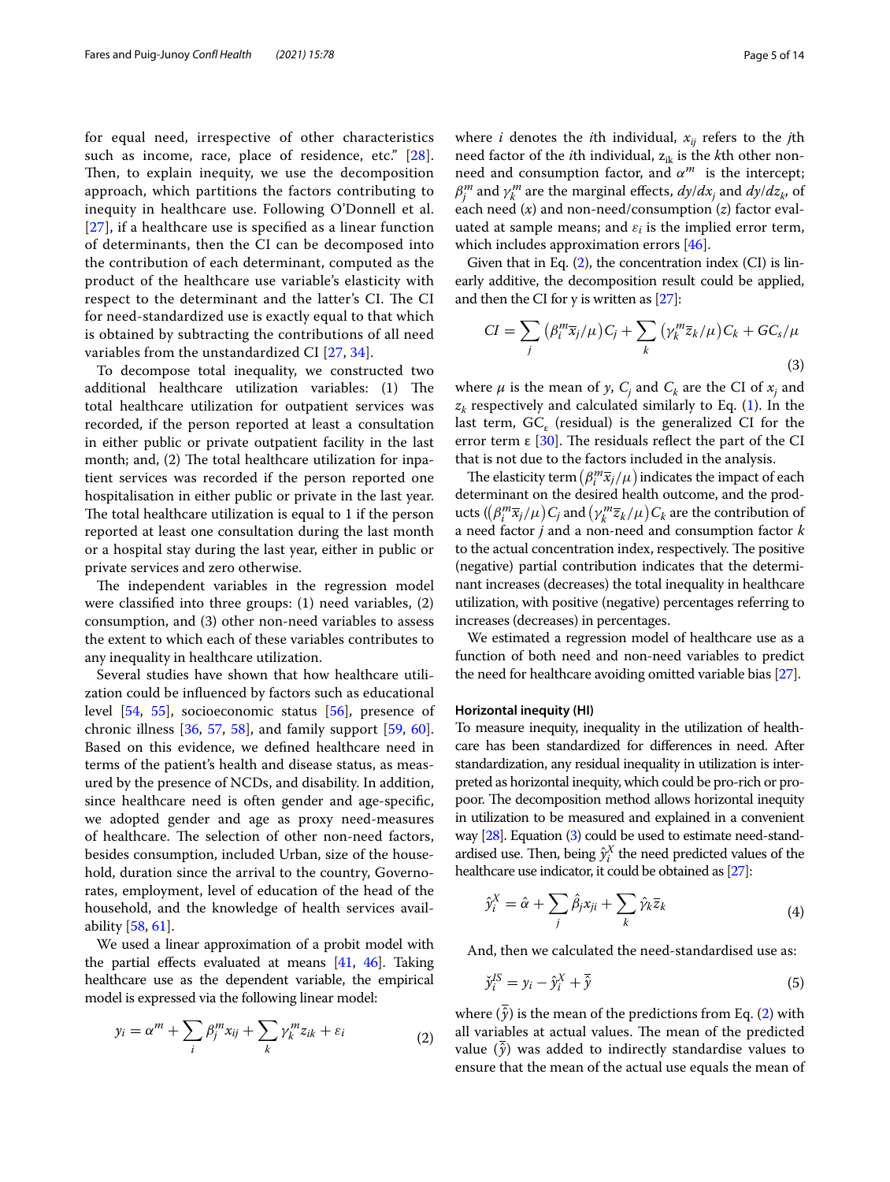for equal need, irrespective of other characteristics such as income, race, place of residence, etc." [28]. Then, to explain inequity, we use the decomposition approach, which partitions the factors contributing to inequity in healthcare use. Following O'Donnell et al. [27], if a healthcare use is specified as a linear function of determinants, then the CI can be decomposed into the contribution of each determinant, computed as the product of the healthcare use variable's elasticity with respect to the determinant and the latter's CI. The CI for need-standardized use is exactly equal to that which is obtained by subtracting the contributions of all need variables from the unstandardized CI [27, 34].

To decompose total inequality, we constructed two additional healthcare utilization variables: (1) The total healthcare utilization for outpatient services was recorded, if the person reported at least a consultation in either public or private outpatient facility in the last month; and, (2) The total healthcare utilization for inpatient services was recorded if the person reported one hospitalisation in either public or private in the last year. The total healthcare utilization is equal to 1 if the person reported at least one consultation during the last month or a hospital stay during the last year, either in public or private services and zero otherwise.

The independent variables in the regression model were classified into three groups: (1) need variables, (2) consumption, and (3) other non-need variables to assess the extent to which each of these variables contributes to any inequality in healthcare utilization.

Several studies have shown that how healthcare utilization could be influenced by factors such as educational level [54, 55], socioeconomic status [56], presence of chronic illness [36, 57, 58], and family support [59, 60]. Based on this evidence, we defined healthcare need in terms of the patient's health and disease status, as measured by the presence of NCDs, and disability. In addition, since healthcare need is often gender and age-specific, we adopted gender and age as proxy need-measures of healthcare. The selection of other non-need factors, besides consumption, included Urban, size of the household, duration since the arrival to the country, Governorates, employment, level of education of the head of the household, and the knowledge of health services availability [58, 61].

We used a linear approximation of a probit model with the partial effects evaluated at means [41, 46]. Taking healthcare use as the dependent variable, the empirical model is expressed via the following linear model:

$$y_i = \alpha^m + \sum_i \beta_j^m x_{ij} + \sum_k \gamma_k^m z_{ik} + \varepsilon_i \tag{2}$$

where $i$ denotes the $i$th individual, $x_{ij}$ refers to the $j$th need factor of the $i$th individual, $z_{ik}$ is the $k$th other non-need and consumption factor, and $\alpha^m$ is the intercept; $\beta_j^m$ and $\gamma_k^m$ are the marginal effects, $dy/dx_j$ and $dy/dz_k$, of each need ($x$) and non-need/consumption ($z$) factor evaluated at sample means; and $\varepsilon_i$ is the implied error term, which includes approximation errors [46].

Given that in Eq. (2), the concentration index (CI) is linearly additive, the decomposition result could be applied, and then the CI for y is written as [27]:

$$CI = \sum_j \left(\beta_i^m \overline{x}_j/\mu\right) C_j + \sum_k \left(\gamma_k^m \overline{z}_k/\mu\right) C_k + GC_s/\mu \tag{3}$$

where $\mu$ is the mean of $y$, $C_j$ and $C_k$ are the CI of $x_j$ and $z_k$ respectively and calculated similarly to Eq. (1). In the last term, $GC_\varepsilon$ (residual) is the generalized CI for the error term ε [30]. The residuals reflect the part of the CI that is not due to the factors included in the analysis.

The elasticity term $\left(\beta_i^m \overline{x}_j/\mu\right)$ indicates the impact of each determinant on the desired health outcome, and the products $\left(\left(\beta_i^m \overline{x}_j/\mu\right) C_j\right.$ and $\left(\gamma_k^m \overline{z}_k/\mu\right) C_k$ are the contribution of a need factor $j$ and a non-need and consumption factor $k$ to the actual concentration index, respectively. The positive (negative) partial contribution indicates that the determinant increases (decreases) the total inequality in healthcare utilization, with positive (negative) percentages referring to increases (decreases) in percentages.

We estimated a regression model of healthcare use as a function of both need and non-need variables to predict the need for healthcare avoiding omitted variable bias [27].

#### Horizontal inequity (HI)

To measure inequity, inequality in the utilization of healthcare has been standardized for differences in need. After standardization, any residual inequality in utilization is interpreted as horizontal inequity, which could be pro-rich or pro-poor. The decomposition method allows horizontal inequity in utilization to be measured and explained in a convenient way [28]. Equation (3) could be used to estimate need-standardised use. Then, being $\hat{y}_i^X$ the need predicted values of the healthcare use indicator, it could be obtained as [27]:

$$\hat{y}_i^X = \hat{\alpha} + \sum_j \hat{\beta}_j x_{ji} + \sum_k \hat{\gamma}_k \overline{z}_k \tag{4}$$

And, then we calculated the need-standardised use as:

$$\check{y}_i^{IS} = y_i - \hat{y}_i^X + \overline{\hat{y}} \tag{5}$$

where $(\overline{\hat{y}})$ is the mean of the predictions from Eq. (2) with all variables at actual values. The mean of the predicted value $(\overline{\hat{y}})$ was added to indirectly standardise values to ensure that the mean of the actual use equals the mean of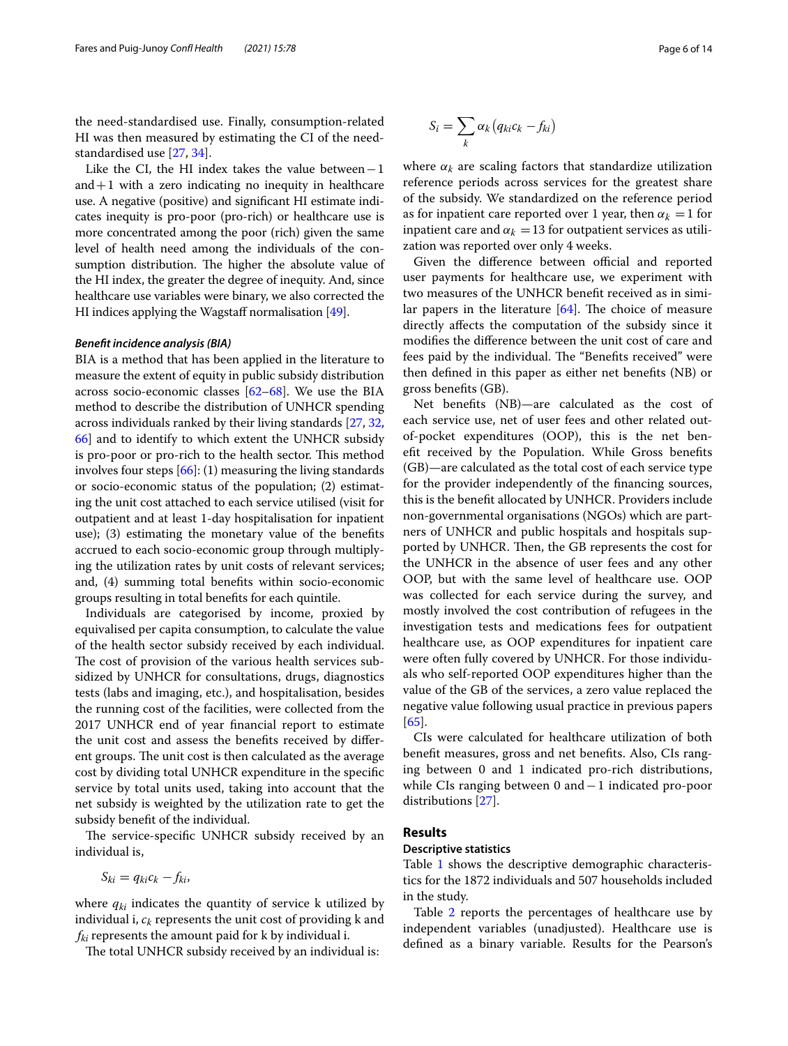the need-standardised use. Finally, consumption-related HI was then measured by estimating the CI of the need-standardised use [27, 34].

Like the CI, the HI index takes the value between −1 and +1 with a zero indicating no inequity in healthcare use. A negative (positive) and significant HI estimate indicates inequity is pro-poor (pro-rich) or healthcare use is more concentrated among the poor (rich) given the same level of health need among the individuals of the consumption distribution. The higher the absolute value of the HI index, the greater the degree of inequity. And, since healthcare use variables were binary, we also corrected the HI indices applying the Wagstaff normalisation [49].

#### *Benefit incidence analysis (BIA)*

BIA is a method that has been applied in the literature to measure the extent of equity in public subsidy distribution across socio-economic classes [62–68]. We use the BIA method to describe the distribution of UNHCR spending across individuals ranked by their living standards [27, 32, 66] and to identify to which extent the UNHCR subsidy is pro-poor or pro-rich to the health sector. This method involves four steps [66]: (1) measuring the living standards or socio-economic status of the population; (2) estimating the unit cost attached to each service utilised (visit for outpatient and at least 1-day hospitalisation for inpatient use); (3) estimating the monetary value of the benefits accrued to each socio-economic group through multiplying the utilization rates by unit costs of relevant services; and, (4) summing total benefits within socio-economic groups resulting in total benefits for each quintile.

Individuals are categorised by income, proxied by equivalised per capita consumption, to calculate the value of the health sector subsidy received by each individual. The cost of provision of the various health services subsidized by UNHCR for consultations, drugs, diagnostics tests (labs and imaging, etc.), and hospitalisation, besides the running cost of the facilities, were collected from the 2017 UNHCR end of year financial report to estimate the unit cost and assess the benefits received by different groups. The unit cost is then calculated as the average cost by dividing total UNHCR expenditure in the specific service by total units used, taking into account that the net subsidy is weighted by the utilization rate to get the subsidy benefit of the individual.

The service-specific UNHCR subsidy received by an individual is,

$$S_{ki} = q_{ki}c_k - f_{ki},$$

where $q_{ki}$ indicates the quantity of service k utilized by individual i, $c_k$ represents the unit cost of providing k and $f_{ki}$ represents the amount paid for k by individual i.

The total UNHCR subsidy received by an individual is:

$$S_i = \sum_k \alpha_k \left(q_{ki}c_k - f_{ki}\right)$$

where $\alpha_k$ are scaling factors that standardize utilization reference periods across services for the greatest share of the subsidy. We standardized on the reference period as for inpatient care reported over 1 year, then $\alpha_k = 1$ for inpatient care and $\alpha_k = 13$ for outpatient services as utilization was reported over only 4 weeks.

Given the difference between official and reported user payments for healthcare use, we experiment with two measures of the UNHCR benefit received as in similar papers in the literature [64]. The choice of measure directly affects the computation of the subsidy since it modifies the difference between the unit cost of care and fees paid by the individual. The "Benefits received" were then defined in this paper as either net benefits (NB) or gross benefits (GB).

Net benefits (NB)—are calculated as the cost of each service use, net of user fees and other related out-of-pocket expenditures (OOP), this is the net benefit received by the Population. While Gross benefits (GB)—are calculated as the total cost of each service type for the provider independently of the financing sources, this is the benefit allocated by UNHCR. Providers include non-governmental organisations (NGOs) which are partners of UNHCR and public hospitals and hospitals supported by UNHCR. Then, the GB represents the cost for the UNHCR in the absence of user fees and any other OOP, but with the same level of healthcare use. OOP was collected for each service during the survey, and mostly involved the cost contribution of refugees in the investigation tests and medications fees for outpatient healthcare use, as OOP expenditures for inpatient care were often fully covered by UNHCR. For those individuals who self-reported OOP expenditures higher than the value of the GB of the services, a zero value replaced the negative value following usual practice in previous papers [65].

CIs were calculated for healthcare utilization of both benefit measures, gross and net benefits. Also, CIs ranging between 0 and 1 indicated pro-rich distributions, while CIs ranging between 0 and −1 indicated pro-poor distributions [27].

## Results

### Descriptive statistics

Table 1 shows the descriptive demographic characteristics for the 1872 individuals and 507 households included in the study.

Table 2 reports the percentages of healthcare use by independent variables (unadjusted). Healthcare use is defined as a binary variable. Results for the Pearson's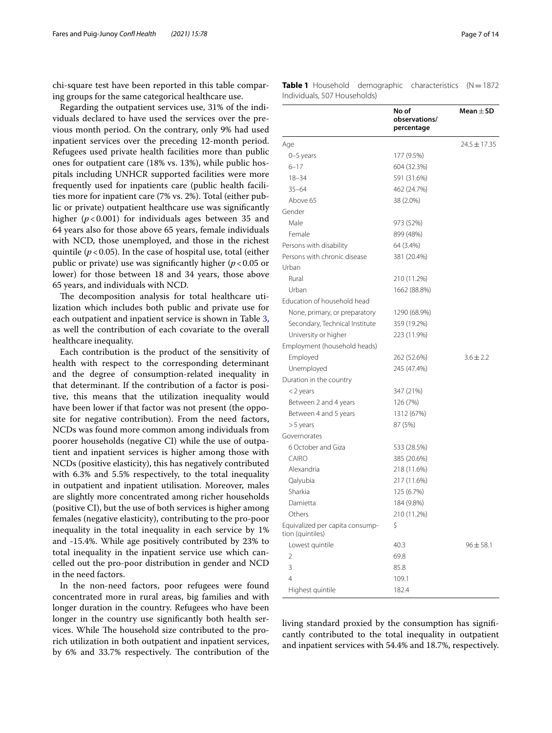chi-square test have been reported in this table comparing groups for the same categorical healthcare use.

Regarding the outpatient services use, 31% of the individuals declared to have used the services over the previous month period. On the contrary, only 9% had used inpatient services over the preceding 12-month period. Refugees used private health facilities more than public ones for outpatient care (18% vs. 13%), while public hospitals including UNHCR supported facilities were more frequently used for inpatients care (public health facilities more for inpatient care (7% vs. 2%). Total (either public or private) outpatient healthcare use was significantly higher ($p < 0.001$) for individuals ages between 35 and 64 years also for those above 65 years, female individuals with NCD, those unemployed, and those in the richest quintile ($p < 0.05$). In the case of hospital use, total (either public or private) use was significantly higher ($p < 0.05$ or lower) for those between 18 and 34 years, those above 65 years, and individuals with NCD.

The decomposition analysis for total healthcare utilization which includes both public and private use for each outpatient and inpatient service is shown in Table 3, as well the contribution of each covariate to the overall healthcare inequality.

Each contribution is the product of the sensitivity of health with respect to the corresponding determinant and the degree of consumption-related inequality in that determinant. If the contribution of a factor is positive, this means that the utilization inequality would have been lower if that factor was not present (the opposite for negative contribution). From the need factors, NCDs was found more common among individuals from poorer households (negative CI) while the use of outpatient and inpatient services is higher among those with NCDs (positive elasticity), this has negatively contributed with 6.3% and 5.5% respectively, to the total inequality in outpatient and inpatient utilisation. Moreover, males are slightly more concentrated among richer households (positive CI), but the use of both services is higher among females (negative elasticity), contributing to the pro-poor inequality in the total inequality in each service by 1% and -15.4%. While age positively contributed by 23% to total inequality in the inpatient service use which cancelled out the pro-poor distribution in gender and NCD in the need factors.

In the non-need factors, poor refugees were found concentrated more in rural areas, big families and with longer duration in the country. Refugees who have been longer in the country use significantly both health services. While The household size contributed to the pro-rich utilization in both outpatient and inpatient services, by 6% and 33.7% respectively. The contribution of the living standard proxied by the consumption has significantly contributed to the total inequality in outpatient and inpatient services with 54.4% and 18.7%, respectively.

**Table 1** Household demographic characteristics (N = 1872 Individuals, 507 Households)

| | No of observations/ percentage | Mean ± SD |
|---|---|---|
| Age | | 24.5 ± 17.35 |
| 0–5 years | 177 (9.5%) | |
| 6–17 | 604 (32.3%) | |
| 18–34 | 591 (31.6%) | |
| 35–64 | 462 (24.7%) | |
| Above 65 | 38 (2.0%) | |
| Gender | | |
| Male | 973 (52%) | |
| Female | 899 (48%) | |
| Persons with disability | 64 (3.4%) | |
| Persons with chronic disease | 381 (20.4%) | |
| Urban | | |
| Rural | 210 (11.2%) | |
| Urban | 1662 (88.8%) | |
| Education of household head | | |
| None, primary, or preparatory | 1290 (68.9%) | |
| Secondary, Technical Institute | 359 (19.2%) | |
| University or higher | 223 (11.9%) | |
| Employment (household heads) | | |
| Employed | 262 (52.6%) | 3.6 ± 2.2 |
| Unemployed | 245 (47.4%) | |
| Duration in the country | | |
| < 2 years | 347 (21%) | |
| Between 2 and 4 years | 126 (7%) | |
| Between 4 and 5 years | 1312 (67%) | |
| > 5 years | 87 (5%) | |
| Governorates | | |
| 6 October and Giza | 533 (28.5%) | |
| CAIRO | 385 (20.6%) | |
| Alexandria | 218 (11.6%) | |
| Qalyubia | 217 (11.6%) | |
| Sharkia | 125 (6.7%) | |
| Damietta | 184 (9.8%) | |
| Others | 210 (11.2%) | |
| Equivalized per capita consumption (quintiles) | $ | |
| Lowest quintile | 40.3 | 96 ± 58.1 |
| 2 | 69.8 | |
| 3 | 85.8 | |
| 4 | 109.1 | |
| Highest quintile | 182.4 | |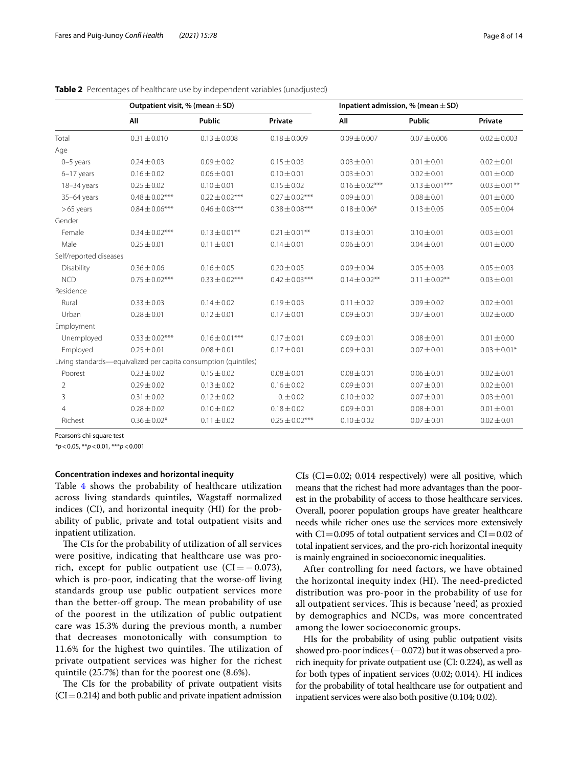**Table 2** Percentages of healthcare use by independent variables (unadjusted)

| | Outpatient visit, % (mean ± SD) | | | Inpatient admission, % (mean ± SD) | | |
|---|---|---|---|---|---|---|
| | All | Public | Private | All | Public | Private |
| Total | 0.31 ± 0.010 | 0.13 ± 0.008 | 0.18 ± 0.009 | 0.09 ± 0.007 | 0.07 ± 0.006 | 0.02 ± 0.003 |
| Age | | | | | | |
| 0–5 years | 0.24 ± 0.03 | 0.09 ± 0.02 | 0.15 ± 0.03 | 0.03 ± 0.01 | 0.01 ± 0.01 | 0.02 ± 0.01 |
| 6–17 years | 0.16 ± 0.02 | 0.06 ± 0.01 | 0.10 ± 0.01 | 0.03 ± 0.01 | 0.02 ± 0.01 | 0.01 ± 0.00 |
| 18–34 years | 0.25 ± 0.02 | 0.10 ± 0.01 | 0.15 ± 0.02 | 0.16 ± 0.02*** | 0.13 ± 0.01*** | 0.03 ± 0.01** |
| 35–64 years | 0.48 ± 0.02*** | 0.22 ± 0.02*** | 0.27 ± 0.02*** | 0.09 ± 0.01 | 0.08 ± 0.01 | 0.01 ± 0.00 |
| > 65 years | 0.84 ± 0.06*** | 0.46 ± 0.08*** | 0.38 ± 0.08*** | 0.18 ± 0.06* | 0.13 ± 0.05 | 0.05 ± 0.04 |
| Gender | | | | | | |
| Female | 0.34 ± 0.02*** | 0.13 ± 0.01** | 0.21 ± 0.01** | 0.13 ± 0.01 | 0.10 ± 0.01 | 0.03 ± 0.01 |
| Male | 0.25 ± 0.01 | 0.11 ± 0.01 | 0.14 ± 0.01 | 0.06 ± 0.01 | 0.04 ± 0.01 | 0.01 ± 0.00 |
| Self/reported diseases | | | | | | |
| Disability | 0.36 ± 0.06 | 0.16 ± 0.05 | 0.20 ± 0.05 | 0.09 ± 0.04 | 0.05 ± 0.03 | 0.05 ± 0.03 |
| NCD | 0.75 ± 0.02*** | 0.33 ± 0.02*** | 0.42 ± 0.03*** | 0.14 ± 0.02** | 0.11 ± 0.02** | 0.03 ± 0.01 |
| Residence | | | | | | |
| Rural | 0.33 ± 0.03 | 0.14 ± 0.02 | 0.19 ± 0.03 | 0.11 ± 0.02 | 0.09 ± 0.02 | 0.02 ± 0.01 |
| Urban | 0.28 ± 0.01 | 0.12 ± 0.01 | 0.17 ± 0.01 | 0.09 ± 0.01 | 0.07 ± 0.01 | 0.02 ± 0.00 |
| Employment | | | | | | |
| Unemployed | 0.33 ± 0.02*** | 0.16 ± 0.01*** | 0.17 ± 0.01 | 0.09 ± 0.01 | 0.08 ± 0.01 | 0.01 ± 0.00 |
| Employed | 0.25 ± 0.01 | 0.08 ± 0.01 | 0.17 ± 0.01 | 0.09 ± 0.01 | 0.07 ± 0.01 | 0.03 ± 0.01* |
| Living standards—equivalized per capita consumption (quintiles) | | | | | | |
| Poorest | 0.23 ± 0.02 | 0.15 ± 0.02 | 0.08 ± 0.01 | 0.08 ± 0.01 | 0.06 ± 0.01 | 0.02 ± 0.01 |
| 2 | 0.29 ± 0.02 | 0.13 ± 0.02 | 0.16 ± 0.02 | 0.09 ± 0.01 | 0.07 ± 0.01 | 0.02 ± 0.01 |
| 3 | 0.31 ± 0.02 | 0.12 ± 0.02 | 0. ± 0.02 | 0.10 ± 0.02 | 0.07 ± 0.01 | 0.03 ± 0.01 |
| 4 | 0.28 ± 0.02 | 0.10 ± 0.02 | 0.18 ± 0.02 | 0.09 ± 0.01 | 0.08 ± 0.01 | 0.01 ± 0.01 |
| Richest | 0.36 ± 0.02* | 0.11 ± 0.02 | 0.25 ± 0.02*** | 0.10 ± 0.02 | 0.07 ± 0.01 | 0.02 ± 0.01 |

Pearson's chi-square test

*$p < 0.05$, **$p < 0.01$, ***$p < 0.001$

#### Concentration indexes and horizontal inequity

Table 4 shows the probability of healthcare utilization across living standards quintiles, Wagstaff normalized indices (CI), and horizontal inequity (HI) for the probability of public, private and total outpatient visits and inpatient utilization.

The CIs for the probability of utilization of all services were positive, indicating that healthcare use was pro-rich, except for public outpatient use (CI = −0.073), which is pro-poor, indicating that the worse-off living standards group use public outpatient services more than the better-off group. The mean probability of use of the poorest in the utilization of public outpatient care was 15.3% during the previous month, a number that decreases monotonically with consumption to 11.6% for the highest two quintiles. The utilization of private outpatient services was higher for the richest quintile (25.7%) than for the poorest one (8.6%).

The CIs for the probability of private outpatient visits (CI = 0.214) and both public and private inpatient admission CIs (CI = 0.02; 0.014 respectively) were all positive, which means that the richest had more advantages than the poorest in the probability of access to those healthcare services. Overall, poorer population groups have greater healthcare needs while richer ones use the services more extensively with CI = 0.095 of total outpatient services and CI = 0.02 of total inpatient services, and the pro-rich horizontal inequity is mainly engrained in socioeconomic inequalities.

After controlling for need factors, we have obtained the horizontal inequity index (HI). The need-predicted distribution was pro-poor in the probability of use for all outpatient services. This is because 'need', as proxied by demographics and NCDs, was more concentrated among the lower socioeconomic groups.

HIs for the probability of using public outpatient visits showed pro-poor indices (−0.072) but it was observed a pro-rich inequity for private outpatient use (CI: 0.224), as well as for both types of inpatient services (0.02; 0.014). HI indices for the probability of total healthcare use for outpatient and inpatient services were also both positive (0.104; 0.02).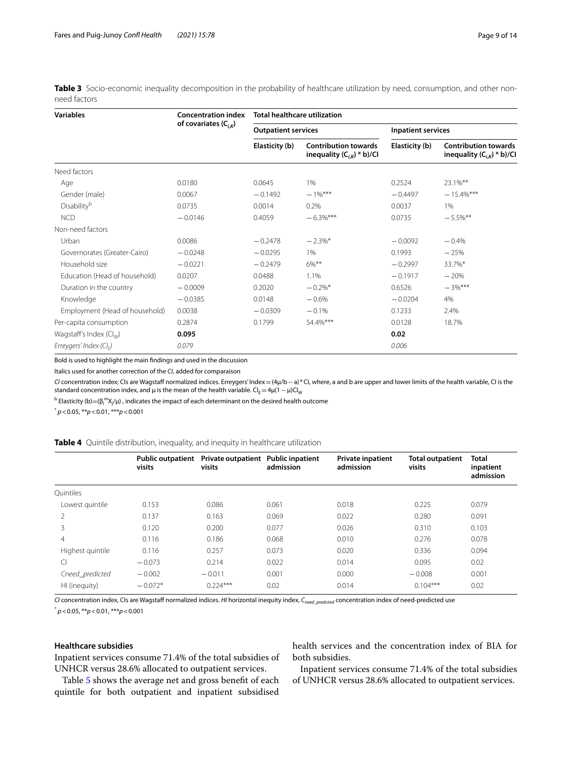**Table 3** Socio-economic inequality decomposition in the probability of healthcare utilization by need, consumption, and other non-need factors

| Variables | Concentration index of covariates ($C_{i,K}$) | Total healthcare utilization | | | |
|---|---|---|---|---|---|
| | | Outpatient services | | Inpatient services | |
| | | Elasticity (b) | Contribution towards inequality ($C_{i,K}$) * b)/CI | Elasticity (b) | Contribution towards inequality ($C_{i,K}$) * b)/CI |
| Need factors | | | | | |
| Age | 0.0180 | 0.0645 | 1% | 0.2524 | 23.1%** |
| Gender (male) | 0.0067 | −0.1492 | −1%*** | −0.4497 | −15.4%*** |
| Disability[b] | 0.0735 | 0.0014 | 0.2% | 0.0037 | 1% |
| NCD | −0.0146 | 0.4059 | −6.3%*** | 0.0735 | −5.5%** |
| Non-need factors | | | | | |
| Urban | 0.0086 | −0.2478 | −2.3%* | −0.0092 | −0.4% |
| Governorates (Greater-Cairo) | −0.0248 | −0.0295 | 1% | 0.1993 | −25% |
| Household size | −0.0221 | −0.2479 | 6%** | −0.2997 | 33.7%* |
| Education (Head of household) | 0.0207 | 0.0488 | 1.1% | −0.1917 | −20% |
| Duration in the country | −0.0009 | 0.2020 | −0.2%* | 0.6526 | −3%*** |
| Knowledge | −0.0385 | 0.0148 | −0.6% | −0.0204 | 4% |
| Employment (Head of household) | 0.0038 | −0.0309 | −0.1% | 0.1233 | 2.4% |
| Per-capita consumption | 0.2874 | 0.1799 | 54.4%*** | 0.0128 | 18.7% |
| Wagstaff's Index ($CI_W$) | **0.095** | | | **0.02** | |
| *Erreygers' Index ($CI_E$)* | *0.079* | | | *0.006* | |

Bold is used to highlight the main findings and used in the discussion

Italics used for another correction of the *CI*, added for comparaison

*CI* concentration index; CIs are Wagstaff normalized indices. Erreygers' Index = (4μ/b − a) * CI, where, a and b are upper and lower limits of the health variable, CI is the standard concentration index, and μ is the mean of the health variable. $CI_E = 4\mu(1-\mu)CI_W$

[b] Elasticity (b) = ($\beta_i^m X_j/\mu$), indicates the impact of each determinant on the desired health outcome

* $p < 0.05$, ** $p < 0.01$, *** $p < 0.001$

**Table 4** Quintile distribution, inequality, and inequity in healthcare utilization

| | Public outpatient visits | Private outpatient visits | Public inpatient admission | Private inpatient admission | Total outpatient visits | Total inpatient admission |
|---|---|---|---|---|---|---|
| Quintiles | | | | | | |
| Lowest quintile | 0.153 | 0.086 | 0.061 | 0.018 | 0.225 | 0.079 |
| 2 | 0.137 | 0.163 | 0.069 | 0.022 | 0.280 | 0.091 |
| 3 | 0.120 | 0.200 | 0.077 | 0.026 | 0.310 | 0.103 |
| 4 | 0.116 | 0.186 | 0.068 | 0.010 | 0.276 | 0.078 |
| Highest quintile | 0.116 | 0.257 | 0.073 | 0.020 | 0.336 | 0.094 |
| CI | −0.073 | 0.214 | 0.022 | 0.014 | 0.095 | 0.02 |
| *Cneed_predicted* | −0.002 | −0.011 | 0.001 | 0.000 | −0.008 | 0.001 |
| HI (inequity) | −0.072* | 0.224*** | 0.02 | 0.014 | 0.104*** | 0.02 |

*CI* concentration index, CIs are Wagstaff normalized indices. *HI* horizontal inequity index, $C_{need\_predicted}$ concentration index of need-predicted use

* $p < 0.05$, ** $p < 0.01$, *** $p < 0.001$

### Healthcare subsidies

Inpatient services consume 71.4% of the total subsidies of UNHCR versus 28.6% allocated to outpatient services.

Table 5 shows the average net and gross benefit of each quintile for both outpatient and inpatient subsidised health services and the concentration index of BIA for both subsidies.

Inpatient services consume 71.4% of the total subsidies of UNHCR versus 28.6% allocated to outpatient services.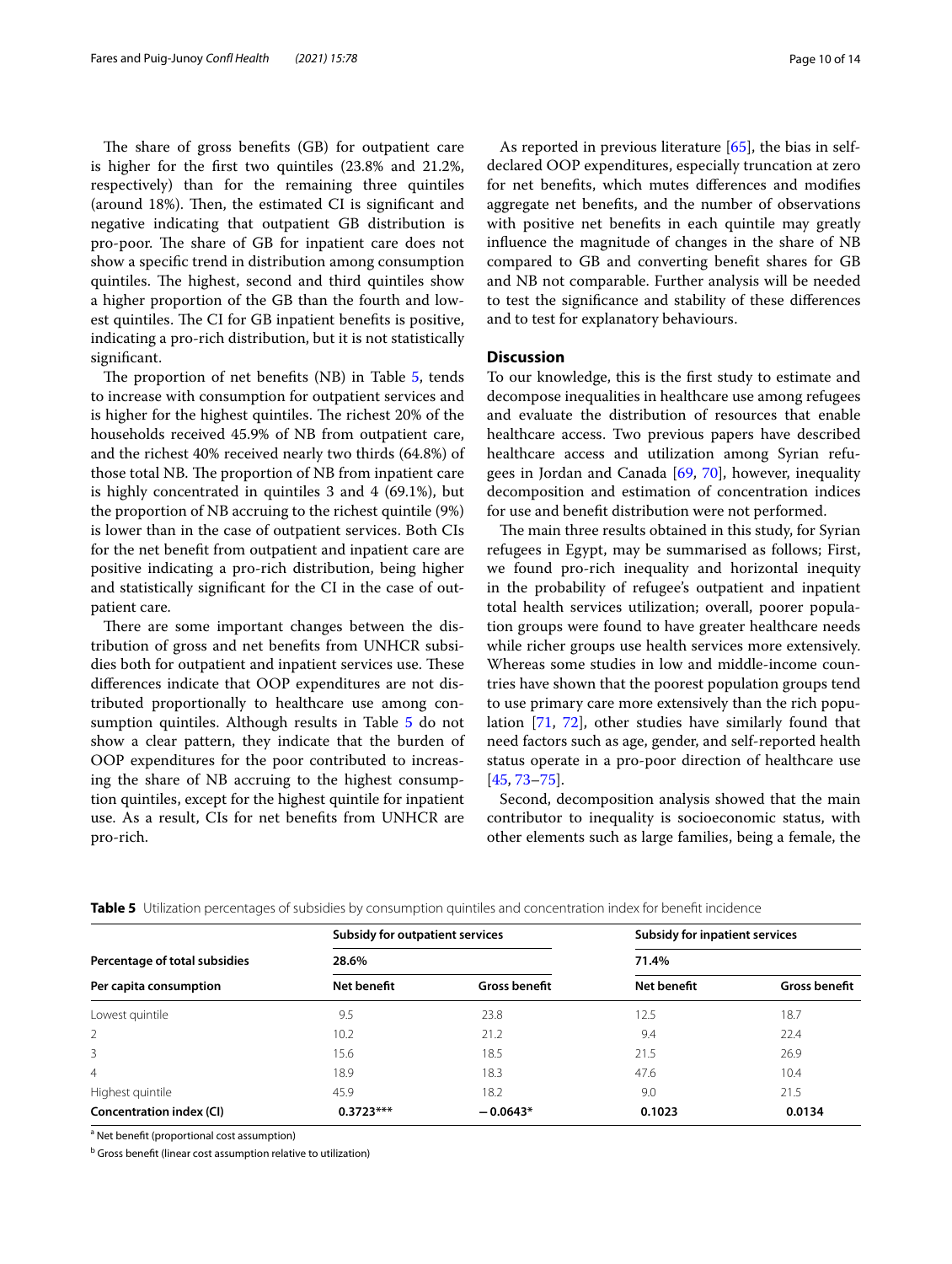The share of gross benefits (GB) for outpatient care is higher for the first two quintiles (23.8% and 21.2%, respectively) than for the remaining three quintiles (around 18%). Then, the estimated CI is significant and negative indicating that outpatient GB distribution is pro-poor. The share of GB for inpatient care does not show a specific trend in distribution among consumption quintiles. The highest, second and third quintiles show a higher proportion of the GB than the fourth and lowest quintiles. The CI for GB inpatient benefits is positive, indicating a pro-rich distribution, but it is not statistically significant.

The proportion of net benefits (NB) in Table 5, tends to increase with consumption for outpatient services and is higher for the highest quintiles. The richest 20% of the households received 45.9% of NB from outpatient care, and the richest 40% received nearly two thirds (64.8%) of those total NB. The proportion of NB from inpatient care is highly concentrated in quintiles 3 and 4 (69.1%), but the proportion of NB accruing to the richest quintile (9%) is lower than in the case of outpatient services. Both CIs for the net benefit from outpatient and inpatient care are positive indicating a pro-rich distribution, being higher and statistically significant for the CI in the case of outpatient care.

There are some important changes between the distribution of gross and net benefits from UNHCR subsidies both for outpatient and inpatient services use. These differences indicate that OOP expenditures are not distributed proportionally to healthcare use among consumption quintiles. Although results in Table 5 do not show a clear pattern, they indicate that the burden of OOP expenditures for the poor contributed to increasing the share of NB accruing to the highest consumption quintiles, except for the highest quintile for inpatient use. As a result, CIs for net benefits from UNHCR are pro-rich.

As reported in previous literature [65], the bias in self-declared OOP expenditures, especially truncation at zero for net benefits, which mutes differences and modifies aggregate net benefits, and the number of observations with positive net benefits in each quintile may greatly influence the magnitude of changes in the share of NB compared to GB and converting benefit shares for GB and NB not comparable. Further analysis will be needed to test the significance and stability of these differences and to test for explanatory behaviours.

## Discussion

To our knowledge, this is the first study to estimate and decompose inequalities in healthcare use among refugees and evaluate the distribution of resources that enable healthcare access. Two previous papers have described healthcare access and utilization among Syrian refugees in Jordan and Canada [69, 70], however, inequality decomposition and estimation of concentration indices for use and benefit distribution were not performed.

The main three results obtained in this study, for Syrian refugees in Egypt, may be summarised as follows; First, we found pro-rich inequality and horizontal inequity in the probability of refugee's outpatient and inpatient total health services utilization; overall, poorer population groups were found to have greater healthcare needs while richer groups use health services more extensively. Whereas some studies in low and middle-income countries have shown that the poorest population groups tend to use primary care more extensively than the rich population [71, 72], other studies have similarly found that need factors such as age, gender, and self-reported health status operate in a pro-poor direction of healthcare use [45, 73–75].

Second, decomposition analysis showed that the main contributor to inequality is socioeconomic status, with other elements such as large families, being a female, the

**Table 5** Utilization percentages of subsidies by consumption quintiles and concentration index for benefit incidence

| | Subsidy for outpatient services | | Subsidy for inpatient services | |
|---|---|---|---|---|
| **Percentage of total subsidies** | **28.6%** | | **71.4%** | |
| **Per capita consumption** | **Net benefit** | **Gross benefit** | **Net benefit** | **Gross benefit** |
| Lowest quintile | 9.5 | 23.8 | 12.5 | 18.7 |
| 2 | 10.2 | 21.2 | 9.4 | 22.4 |
| 3 | 15.6 | 18.5 | 21.5 | 26.9 |
| 4 | 18.9 | 18.3 | 47.6 | 10.4 |
| Highest quintile | 45.9 | 18.2 | 9.0 | 21.5 |
| **Concentration index (CI)** | **0.3723\*\*\*** | **−0.0643\*** | **0.1023** | **0.0134** |

[a] Net benefit (proportional cost assumption)

[b] Gross benefit (linear cost assumption relative to utilization)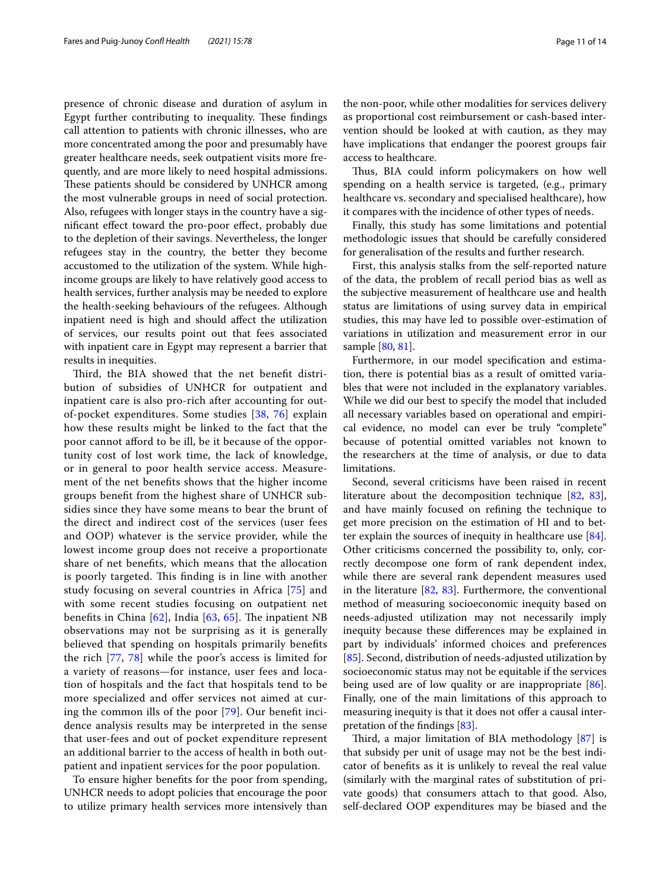presence of chronic disease and duration of asylum in Egypt further contributing to inequality. These findings call attention to patients with chronic illnesses, who are more concentrated among the poor and presumably have greater healthcare needs, seek outpatient visits more frequently, and are more likely to need hospital admissions. These patients should be considered by UNHCR among the most vulnerable groups in need of social protection. Also, refugees with longer stays in the country have a significant effect toward the pro-poor effect, probably due to the depletion of their savings. Nevertheless, the longer refugees stay in the country, the better they become accustomed to the utilization of the system. While high-income groups are likely to have relatively good access to health services, further analysis may be needed to explore the health-seeking behaviours of the refugees. Although inpatient need is high and should affect the utilization of services, our results point out that fees associated with inpatient care in Egypt may represent a barrier that results in inequities.

Third, the BIA showed that the net benefit distribution of subsidies of UNHCR for outpatient and inpatient care is also pro-rich after accounting for out-of-pocket expenditures. Some studies [38, 76] explain how these results might be linked to the fact that the poor cannot afford to be ill, be it because of the opportunity cost of lost work time, the lack of knowledge, or in general to poor health service access. Measurement of the net benefits shows that the higher income groups benefit from the highest share of UNHCR subsidies since they have some means to bear the brunt of the direct and indirect cost of the services (user fees and OOP) whatever is the service provider, while the lowest income group does not receive a proportionate share of net benefits, which means that the allocation is poorly targeted. This finding is in line with another study focusing on several countries in Africa [75] and with some recent studies focusing on outpatient net benefits in China [62], India [63, 65]. The inpatient NB observations may not be surprising as it is generally believed that spending on hospitals primarily benefits the rich [77, 78] while the poor's access is limited for a variety of reasons—for instance, user fees and location of hospitals and the fact that hospitals tend to be more specialized and offer services not aimed at curing the common ills of the poor [79]. Our benefit incidence analysis results may be interpreted in the sense that user-fees and out of pocket expenditure represent an additional barrier to the access of health in both outpatient and inpatient services for the poor population.

To ensure higher benefits for the poor from spending, UNHCR needs to adopt policies that encourage the poor to utilize primary health services more intensively than the non-poor, while other modalities for services delivery as proportional cost reimbursement or cash-based intervention should be looked at with caution, as they may have implications that endanger the poorest groups fair access to healthcare.

Thus, BIA could inform policymakers on how well spending on a health service is targeted, (e.g., primary healthcare vs. secondary and specialised healthcare), how it compares with the incidence of other types of needs.

Finally, this study has some limitations and potential methodologic issues that should be carefully considered for generalisation of the results and further research.

First, this analysis stalks from the self-reported nature of the data, the problem of recall period bias as well as the subjective measurement of healthcare use and health status are limitations of using survey data in empirical studies, this may have led to possible over-estimation of variations in utilization and measurement error in our sample [80, 81].

Furthermore, in our model specification and estimation, there is potential bias as a result of omitted variables that were not included in the explanatory variables. While we did our best to specify the model that included all necessary variables based on operational and empirical evidence, no model can ever be truly "complete" because of potential omitted variables not known to the researchers at the time of analysis, or due to data limitations.

Second, several criticisms have been raised in recent literature about the decomposition technique [82, 83], and have mainly focused on refining the technique to get more precision on the estimation of HI and to better explain the sources of inequity in healthcare use [84]. Other criticisms concerned the possibility to, only, correctly decompose one form of rank dependent index, while there are several rank dependent measures used in the literature [82, 83]. Furthermore, the conventional method of measuring socioeconomic inequity based on needs-adjusted utilization may not necessarily imply inequity because these differences may be explained in part by individuals' informed choices and preferences [85]. Second, distribution of needs-adjusted utilization by socioeconomic status may not be equitable if the services being used are of low quality or are inappropriate [86]. Finally, one of the main limitations of this approach to measuring inequity is that it does not offer a causal interpretation of the findings [83].

Third, a major limitation of BIA methodology [87] is that subsidy per unit of usage may not be the best indicator of benefits as it is unlikely to reveal the real value (similarly with the marginal rates of substitution of private goods) that consumers attach to that good. Also, self-declared OOP expenditures may be biased and the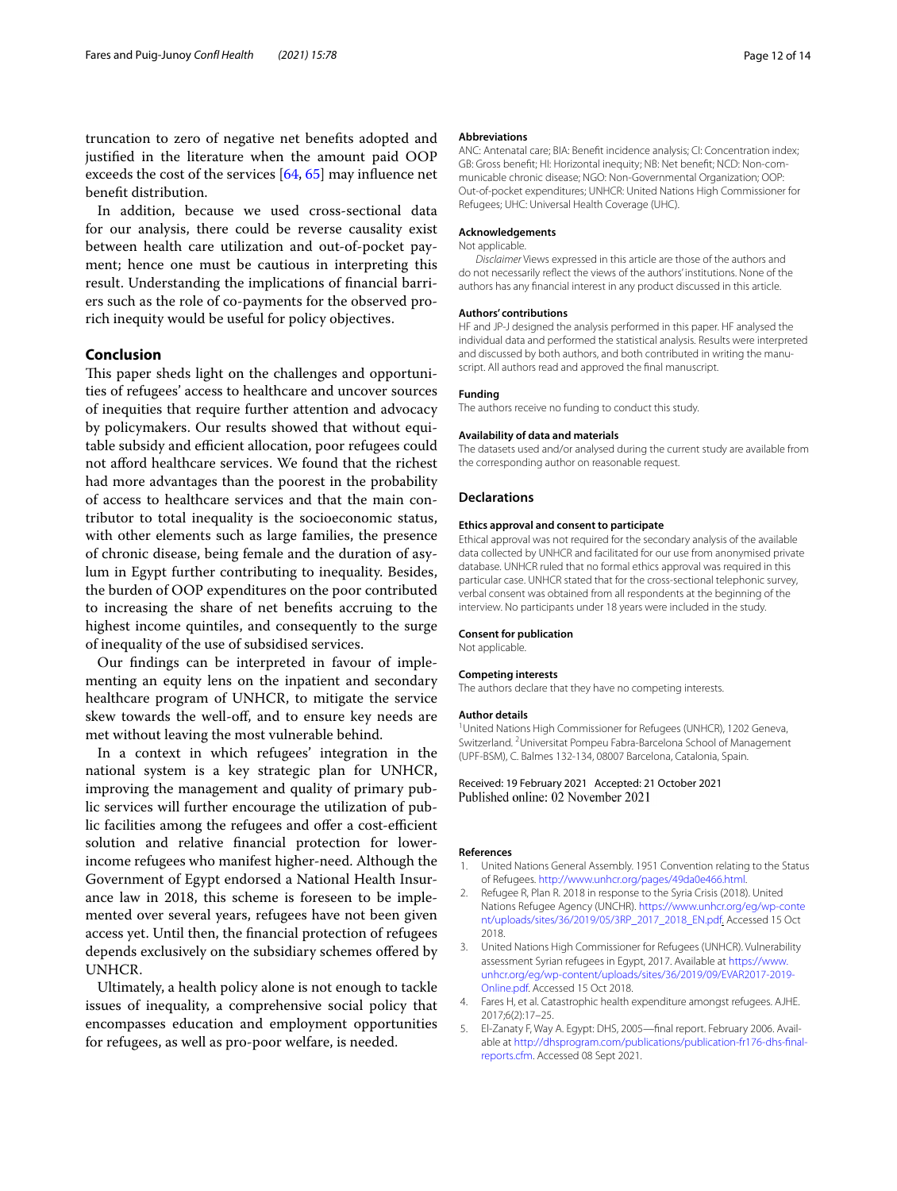truncation to zero of negative net benefits adopted and justified in the literature when the amount paid OOP exceeds the cost of the services [64, 65] may influence net benefit distribution.

In addition, because we used cross-sectional data for our analysis, there could be reverse causality exist between health care utilization and out-of-pocket payment; hence one must be cautious in interpreting this result. Understanding the implications of financial barriers such as the role of co-payments for the observed pro-rich inequity would be useful for policy objectives.

## Conclusion

This paper sheds light on the challenges and opportunities of refugees' access to healthcare and uncover sources of inequities that require further attention and advocacy by policymakers. Our results showed that without equitable subsidy and efficient allocation, poor refugees could not afford healthcare services. We found that the richest had more advantages than the poorest in the probability of access to healthcare services and that the main contributor to total inequality is the socioeconomic status, with other elements such as large families, the presence of chronic disease, being female and the duration of asylum in Egypt further contributing to inequality. Besides, the burden of OOP expenditures on the poor contributed to increasing the share of net benefits accruing to the highest income quintiles, and consequently to the surge of inequality of the use of subsidised services.

Our findings can be interpreted in favour of implementing an equity lens on the inpatient and secondary healthcare program of UNHCR, to mitigate the service skew towards the well-off, and to ensure key needs are met without leaving the most vulnerable behind.

In a context in which refugees' integration in the national system is a key strategic plan for UNHCR, improving the management and quality of primary public services will further encourage the utilization of public facilities among the refugees and offer a cost-efficient solution and relative financial protection for lower-income refugees who manifest higher-need. Although the Government of Egypt endorsed a National Health Insurance law in 2018, this scheme is foreseen to be implemented over several years, refugees have not been given access yet. Until then, the financial protection of refugees depends exclusively on the subsidiary schemes offered by UNHCR.

Ultimately, a health policy alone is not enough to tackle issues of inequality, a comprehensive social policy that encompasses education and employment opportunities for refugees, as well as pro-poor welfare, is needed.

#### Abbreviations

ANC: Antenatal care; BIA: Benefit incidence analysis; CI: Concentration index; GB: Gross benefit; HI: Horizontal inequity; NB: Net benefit; NCD: Non-communicable chronic disease; NGO: Non-Governmental Organization; OOP: Out-of-pocket expenditures; UNHCR: United Nations High Commissioner for Refugees; UHC: Universal Health Coverage (UHC).

#### Acknowledgements

Not applicable.

*Disclaimer* Views expressed in this article are those of the authors and do not necessarily reflect the views of the authors' institutions. None of the authors has any financial interest in any product discussed in this article.

#### Authors' contributions

HF and JP-J designed the analysis performed in this paper. HF analysed the individual data and performed the statistical analysis. Results were interpreted and discussed by both authors, and both contributed in writing the manuscript. All authors read and approved the final manuscript.

#### Funding

The authors receive no funding to conduct this study.

#### Availability of data and materials

The datasets used and/or analysed during the current study are available from the corresponding author on reasonable request.

### Declarations

#### Ethics approval and consent to participate

Ethical approval was not required for the secondary analysis of the available data collected by UNHCR and facilitated for our use from anonymised private database. UNHCR ruled that no formal ethics approval was required in this particular case. UNHCR stated that for the cross-sectional telephonic survey, verbal consent was obtained from all respondents at the beginning of the interview. No participants under 18 years were included in the study.

#### Consent for publication

Not applicable.

#### Competing interests

The authors declare that they have no competing interests.

#### Author details

[1] United Nations High Commissioner for Refugees (UNHCR), 1202 Geneva, Switzerland. [2] Universitat Pompeu Fabra-Barcelona School of Management (UPF-BSM), C. Balmes 132-134, 08007 Barcelona, Catalonia, Spain.

Received: 19 February 2021 Accepted: 21 October 2021
Published online: 02 November 2021

#### References

1. United Nations General Assembly. 1951 Convention relating to the Status of Refugees. http://www.unhcr.org/pages/49da0e466.html.
2. Refugee R, Plan R. 2018 in response to the Syria Crisis (2018). United Nations Refugee Agency (UNCHR). https://www.unhcr.org/eg/wp-content/uploads/sites/36/2019/05/3RP_2017_2018_EN.pdf. Accessed 15 Oct 2018.
3. United Nations High Commissioner for Refugees (UNHCR). Vulnerability assessment Syrian refugees in Egypt, 2017. Available at https://www.unhcr.org/eg/wp-content/uploads/sites/36/2019/09/EVAR2017-2019-Online.pdf. Accessed 15 Oct 2018.
4. Fares H, et al. Catastrophic health expenditure amongst refugees. AJHE. 2017;6(2):17–25.
5. El-Zanaty F, Way A. Egypt: DHS, 2005—final report. February 2006. Available at http://dhsprogram.com/publications/publication-fr176-dhs-final-reports.cfm. Accessed 08 Sept 2021.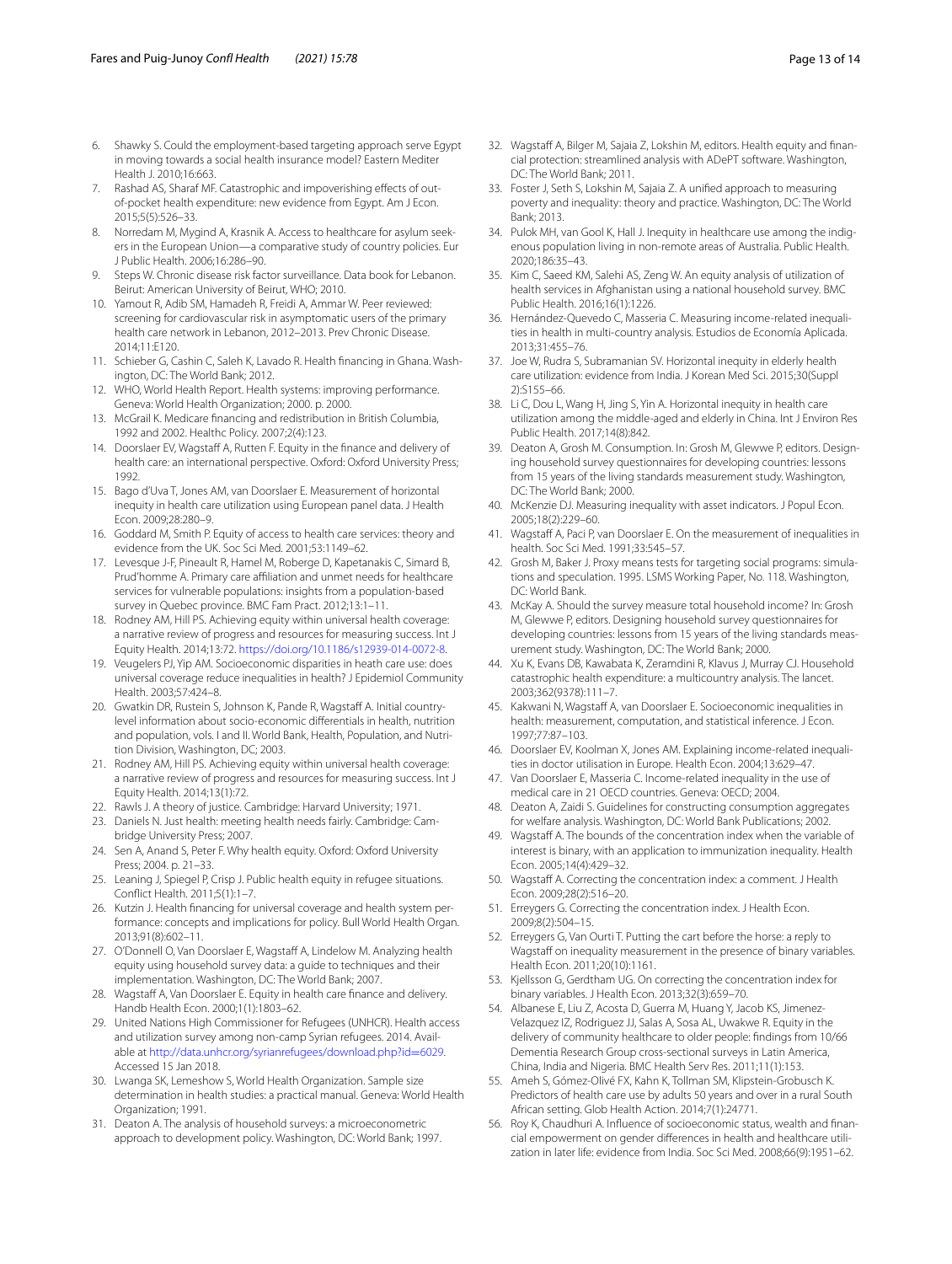6. Shawky S. Could the employment-based targeting approach serve Egypt in moving towards a social health insurance model? Eastern Mediter Health J. 2010;16:663.
7. Rashad AS, Sharaf MF. Catastrophic and impoverishing effects of out-of-pocket health expenditure: new evidence from Egypt. Am J Econ. 2015;5(5):526–33.
8. Norredam M, Mygind A, Krasnik A. Access to healthcare for asylum seekers in the European Union—a comparative study of country policies. Eur J Public Health. 2006;16:286–90.
9. Steps W. Chronic disease risk factor surveillance. Data book for Lebanon. Beirut: American University of Beirut, WHO; 2010.
10. Yamout R, Adib SM, Hamadeh R, Freidi A, Ammar W. Peer reviewed: screening for cardiovascular risk in asymptomatic users of the primary health care network in Lebanon, 2012–2013. Prev Chronic Disease. 2014;11:E120.
11. Schieber G, Cashin C, Saleh K, Lavado R. Health financing in Ghana. Washington, DC: The World Bank; 2012.
12. WHO, World Health Report. Health systems: improving performance. Geneva: World Health Organization; 2000. p. 2000.
13. McGrail K. Medicare financing and redistribution in British Columbia, 1992 and 2002. Healthc Policy. 2007;2(4):123.
14. Doorslaer EV, Wagstaff A, Rutten F. Equity in the finance and delivery of health care: an international perspective. Oxford: Oxford University Press; 1992.
15. Bago d'Uva T, Jones AM, van Doorslaer E. Measurement of horizontal inequity in health care utilization using European panel data. J Health Econ. 2009;28:280–9.
16. Goddard M, Smith P. Equity of access to health care services: theory and evidence from the UK. Soc Sci Med. 2001;53:1149–62.
17. Levesque J-F, Pineault R, Hamel M, Roberge D, Kapetanakis C, Simard B, Prud'homme A. Primary care affiliation and unmet needs for healthcare services for vulnerable populations: insights from a population-based survey in Quebec province. BMC Fam Pract. 2012;13:1–11.
18. Rodney AM, Hill PS. Achieving equity within universal health coverage: a narrative review of progress and resources for measuring success. Int J Equity Health. 2014;13:72. https://doi.org/10.1186/s12939-014-0072-8.
19. Veugelers PJ, Yip AM. Socioeconomic disparities in heath care use: does universal coverage reduce inequalities in health? J Epidemiol Community Health. 2003;57:424–8.
20. Gwatkin DR, Rustein S, Johnson K, Pande R, Wagstaff A. Initial country-level information about socio-economic differentials in health, nutrition and population, vols. I and II. World Bank, Health, Population, and Nutrition Division, Washington, DC; 2003.
21. Rodney AM, Hill PS. Achieving equity within universal health coverage: a narrative review of progress and resources for measuring success. Int J Equity Health. 2014;13(1):72.
22. Rawls J. A theory of justice. Cambridge: Harvard University; 1971.
23. Daniels N. Just health: meeting health needs fairly. Cambridge: Cambridge University Press; 2007.
24. Sen A, Anand S, Peter F. Why health equity. Oxford: Oxford University Press; 2004. p. 21–33.
25. Leaning J, Spiegel P, Crisp J. Public health equity in refugee situations. Conflict Health. 2011;5(1):1–7.
26. Kutzin J. Health financing for universal coverage and health system performance: concepts and implications for policy. Bull World Health Organ. 2013;91(8):602–11.
27. O'Donnell O, Van Doorslaer E, Wagstaff A, Lindelow M. Analyzing health equity using household survey data: a guide to techniques and their implementation. Washington, DC: The World Bank; 2007.
28. Wagstaff A, Van Doorslaer E. Equity in health care finance and delivery. Handb Health Econ. 2000;1(1):1803–62.
29. United Nations High Commissioner for Refugees (UNHCR). Health access and utilization survey among non-camp Syrian refugees. 2014. Available at http://data.unhcr.org/syrianrefugees/download.php?id=6029. Accessed 15 Jan 2018.
30. Lwanga SK, Lemeshow S, World Health Organization. Sample size determination in health studies: a practical manual. Geneva: World Health Organization; 1991.
31. Deaton A. The analysis of household surveys: a microeconometric approach to development policy. Washington, DC: World Bank; 1997.
32. Wagstaff A, Bilger M, Sajaia Z, Lokshin M, editors. Health equity and financial protection: streamlined analysis with ADePT software. Washington, DC: The World Bank; 2011.
33. Foster J, Seth S, Lokshin M, Sajaia Z. A unified approach to measuring poverty and inequality: theory and practice. Washington, DC: The World Bank; 2013.
34. Pulok MH, van Gool K, Hall J. Inequity in healthcare use among the indigenous population living in non-remote areas of Australia. Public Health. 2020;186:35–43.
35. Kim C, Saeed KM, Salehi AS, Zeng W. An equity analysis of utilization of health services in Afghanistan using a national household survey. BMC Public Health. 2016;16(1):1226.
36. Hernández-Quevedo C, Masseria C. Measuring income-related inequalities in health in multi-country analysis. Estudios de Economía Aplicada. 2013;31:455–76.
37. Joe W, Rudra S, Subramanian SV. Horizontal inequity in elderly health care utilization: evidence from India. J Korean Med Sci. 2015;30(Suppl 2):S155–66.
38. Li C, Dou L, Wang H, Jing S, Yin A. Horizontal inequity in health care utilization among the middle-aged and elderly in China. Int J Environ Res Public Health. 2017;14(8):842.
39. Deaton A, Grosh M. Consumption. In: Grosh M, Glewwe P, editors. Designing household survey questionnaires for developing countries: lessons from 15 years of the living standards measurement study. Washington, DC: The World Bank; 2000.
40. McKenzie DJ. Measuring inequality with asset indicators. J Popul Econ. 2005;18(2):229–60.
41. Wagstaff A, Paci P, van Doorslaer E. On the measurement of inequalities in health. Soc Sci Med. 1991;33:545–57.
42. Grosh M, Baker J. Proxy means tests for targeting social programs: simulations and speculation. 1995. LSMS Working Paper, No. 118. Washington, DC: World Bank.
43. McKay A. Should the survey measure total household income? In: Grosh M, Glewwe P, editors. Designing household survey questionnaires for developing countries: lessons from 15 years of the living standards measurement study. Washington, DC: The World Bank; 2000.
44. Xu K, Evans DB, Kawabata K, Zeramdini R, Klavus J, Murray CJ. Household catastrophic health expenditure: a multicountry analysis. The lancet. 2003;362(9378):111–7.
45. Kakwani N, Wagstaff A, van Doorslaer E. Socioeconomic inequalities in health: measurement, computation, and statistical inference. J Econ. 1997;77:87–103.
46. Doorslaer EV, Koolman X, Jones AM. Explaining income-related inequalities in doctor utilisation in Europe. Health Econ. 2004;13:629–47.
47. Van Doorslaer E, Masseria C. Income-related inequality in the use of medical care in 21 OECD countries. Geneva: OECD; 2004.
48. Deaton A, Zaidi S. Guidelines for constructing consumption aggregates for welfare analysis. Washington, DC: World Bank Publications; 2002.
49. Wagstaff A. The bounds of the concentration index when the variable of interest is binary, with an application to immunization inequality. Health Econ. 2005;14(4):429–32.
50. Wagstaff A. Correcting the concentration index: a comment. J Health Econ. 2009;28(2):516–20.
51. Erreygers G. Correcting the concentration index. J Health Econ. 2009;8(2):504–15.
52. Erreygers G, Van Ourti T. Putting the cart before the horse: a reply to Wagstaff on inequality measurement in the presence of binary variables. Health Econ. 2011;20(10):1161.
53. Kjellsson G, Gerdtham UG. On correcting the concentration index for binary variables. J Health Econ. 2013;32(3):659–70.
54. Albanese E, Liu Z, Acosta D, Guerra M, Huang Y, Jacob KS, Jimenez-Velazquez IZ, Rodriguez JJ, Salas A, Sosa AL, Uwakwe R. Equity in the delivery of community healthcare to older people: findings from 10/66 Dementia Research Group cross-sectional surveys in Latin America, China, India and Nigeria. BMC Health Serv Res. 2011;11(1):153.
55. Ameh S, Gómez-Olivé FX, Kahn K, Tollman SM, Klipstein-Grobusch K. Predictors of health care use by adults 50 years and over in a rural South African setting. Glob Health Action. 2014;7(1):24771.
56. Roy K, Chaudhuri A. Influence of socioeconomic status, wealth and financial empowerment on gender differences in health and healthcare utilization in later life: evidence from India. Soc Sci Med. 2008;66(9):1951–62.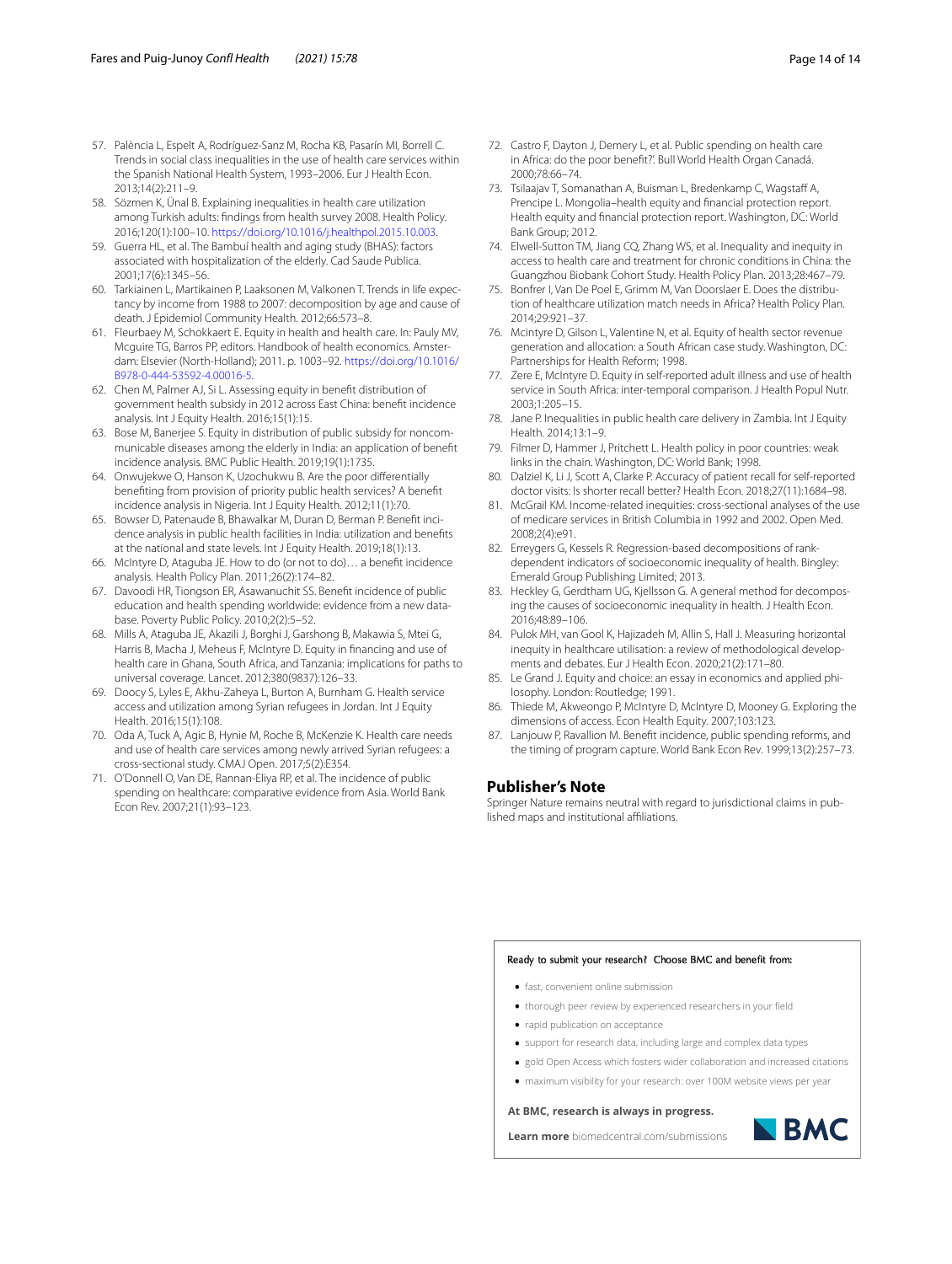57. Palència L, Espelt A, Rodríguez-Sanz M, Rocha KB, Pasarín MI, Borrell C. Trends in social class inequalities in the use of health care services within the Spanish National Health System, 1993–2006. Eur J Health Econ. 2013;14(2):211–9.
58. Sözmen K, Ünal B. Explaining inequalities in health care utilization among Turkish adults: findings from health survey 2008. Health Policy. 2016;120(1):100–10. https://doi.org/10.1016/j.healthpol.2015.10.003.
59. Guerra HL, et al. The Bambuí health and aging study (BHAS): factors associated with hospitalization of the elderly. Cad Saude Publica. 2001;17(6):1345–56.
60. Tarkiainen L, Martikainen P, Laaksonen M, Valkonen T. Trends in life expectancy by income from 1988 to 2007: decomposition by age and cause of death. J Epidemiol Community Health. 2012;66:573–8.
61. Fleurbaey M, Schokkaert E. Equity in health and health care. In: Pauly MV, Mcguire TG, Barros PP, editors. Handbook of health economics. Amsterdam: Elsevier (North-Holland); 2011. p. 1003–92. https://doi.org/10.1016/B978-0-444-53592-4.00016-5.
62. Chen M, Palmer AJ, Si L. Assessing equity in benefit distribution of government health subsidy in 2012 across East China: benefit incidence analysis. Int J Equity Health. 2016;15(1):15.
63. Bose M, Banerjee S. Equity in distribution of public subsidy for noncommunicable diseases among the elderly in India: an application of benefit incidence analysis. BMC Public Health. 2019;19(1):1735.
64. Onwujekwe O, Hanson K, Uzochukwu B. Are the poor differentially benefiting from provision of priority public health services? A benefit incidence analysis in Nigeria. Int J Equity Health. 2012;11(1):70.
65. Bowser D, Patenaude B, Bhawalkar M, Duran D, Berman P. Benefit incidence analysis in public health facilities in India: utilization and benefits at the national and state levels. Int J Equity Health. 2019;18(1):13.
66. McIntyre D, Ataguba JE. How to do (or not to do)… a benefit incidence analysis. Health Policy Plan. 2011;26(2):174–82.
67. Davoodi HR, Tiongson ER, Asawanuchit SS. Benefit incidence of public education and health spending worldwide: evidence from a new database. Poverty Public Policy. 2010;2(2):5–52.
68. Mills A, Ataguba JE, Akazili J, Borghi J, Garshong B, Makawia S, Mtei G, Harris B, Macha J, Meheus F, McIntyre D. Equity in financing and use of health care in Ghana, South Africa, and Tanzania: implications for paths to universal coverage. Lancet. 2012;380(9837):126–33.
69. Doocy S, Lyles E, Akhu-Zaheya L, Burton A, Burnham G. Health service access and utilization among Syrian refugees in Jordan. Int J Equity Health. 2016;15(1):108.
70. Oda A, Tuck A, Agic B, Hynie M, Roche B, McKenzie K. Health care needs and use of health care services among newly arrived Syrian refugees: a cross-sectional study. CMAJ Open. 2017;5(2):E354.
71. O'Donnell O, Van DE, Rannan-Eliya RP, et al. The incidence of public spending on healthcare: comparative evidence from Asia. World Bank Econ Rev. 2007;21(1):93–123.
72. Castro F, Dayton J, Demery L, et al. Public spending on health care in Africa: do the poor benefit?'. Bull World Health Organ Canadá. 2000;78:66–74.
73. Tsilaajav T, Somanathan A, Buisman L, Bredenkamp C, Wagstaff A, Prencipe L. Mongolia–health equity and financial protection report. Health equity and financial protection report. Washington, DC: World Bank Group; 2012.
74. Elwell-Sutton TM, Jiang CQ, Zhang WS, et al. Inequality and inequity in access to health care and treatment for chronic conditions in China: the Guangzhou Biobank Cohort Study. Health Policy Plan. 2013;28:467–79.
75. Bonfrer I, Van De Poel E, Grimm M, Van Doorslaer E. Does the distribution of healthcare utilization match needs in Africa? Health Policy Plan. 2014;29:921–37.
76. Mcintyre D, Gilson L, Valentine N, et al. Equity of health sector revenue generation and allocation: a South African case study. Washington, DC: Partnerships for Health Reform; 1998.
77. Zere E, McIntyre D. Equity in self-reported adult illness and use of health service in South Africa: inter-temporal comparison. J Health Popul Nutr. 2003;1:205–15.
78. Jane P. Inequalities in public health care delivery in Zambia. Int J Equity Health. 2014;13:1–9.
79. Filmer D, Hammer J, Pritchett L. Health policy in poor countries: weak links in the chain. Washington, DC: World Bank; 1998.
80. Dalziel K, Li J, Scott A, Clarke P. Accuracy of patient recall for self-reported doctor visits: Is shorter recall better? Health Econ. 2018;27(11):1684–98.
81. McGrail KM. Income-related inequities: cross-sectional analyses of the use of medicare services in British Columbia in 1992 and 2002. Open Med. 2008;2(4):e91.
82. Erreygers G, Kessels R. Regression-based decompositions of rank-dependent indicators of socioeconomic inequality of health. Bingley: Emerald Group Publishing Limited; 2013.
83. Heckley G, Gerdtham UG, Kjellsson G. A general method for decomposing the causes of socioeconomic inequality in health. J Health Econ. 2016;48:89–106.
84. Pulok MH, van Gool K, Hajizadeh M, Allin S, Hall J. Measuring horizontal inequity in healthcare utilisation: a review of methodological developments and debates. Eur J Health Econ. 2020;21(2):171–80.
85. Le Grand J. Equity and choice: an essay in economics and applied philosophy. London: Routledge; 1991.
86. Thiede M, Akweongo P, McIntyre D, McIntyre D, Mooney G. Exploring the dimensions of access. Econ Health Equity. 2007;103:123.
87. Lanjouw P, Ravallion M. Benefit incidence, public spending reforms, and the timing of program capture. World Bank Econ Rev. 1999;13(2):257–73.

## Publisher's Note

Springer Nature remains neutral with regard to jurisdictional claims in published maps and institutional affiliations.

Ready to submit your research? Choose BMC and benefit from:

- fast, convenient online submission
- thorough peer review by experienced researchers in your field
- rapid publication on acceptance
- support for research data, including large and complex data types
- gold Open Access which fosters wider collaboration and increased citations
- maximum visibility for your research: over 100M website views per year

**At BMC, research is always in progress.**

**Learn more** biomedcentral.com/submissions

BMC